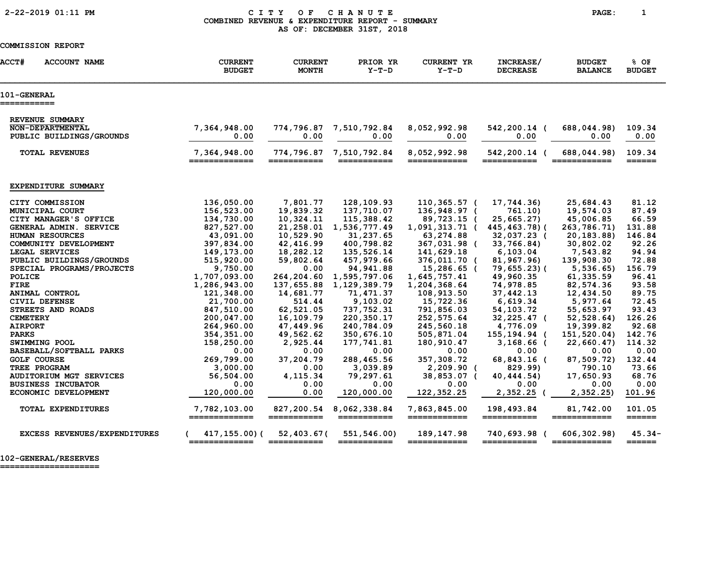2-22-2019 01:11 PM

# CITY OF CHANUTE

## COMBINED REVENUE & EXPENDITURE REPORT - SUMMARY

AS OF: DECEMBER 31ST, 2018

COMMISSION REPORT

| ACCT# ACCOUNT NAME | CURRENT BUDGET | CURRENT MONTH | PRIOR YR Y-T-D | CURRENT YR Y-T-D | INCREASE/ DECREASE | BUDGET BALANCE | % OF BUDGET |
|---|---|---|---|---|---|---|---|
| **101-GENERAL** | | | | | | | |
| REVENUE SUMMARY | | | | | | | |
| NON-DEPARTMENTAL | 7,364,948.00 | 774,796.87 | 7,510,792.84 | 8,052,992.98 | 542,200.14 | ( 688,044.98) | 109.34 |
| PUBLIC BUILDINGS/GROUNDS | 0.00 | 0.00 | 0.00 | 0.00 | 0.00 | 0.00 | 0.00 |
| TOTAL REVENUES | 7,364,948.00 | 774,796.87 | 7,510,792.84 | 8,052,992.98 | 542,200.14 | ( 688,044.98) | 109.34 |
| EXPENDITURE SUMMARY | | | | | | | |
| CITY COMMISSION | 136,050.00 | 7,801.77 | 128,109.93 | 110,365.57 | ( 17,744.36) | 25,684.43 | 81.12 |
| MUNICIPAL COURT | 156,523.00 | 19,839.32 | 137,710.07 | 136,948.97 | ( 761.10) | 19,574.03 | 87.49 |
| CITY MANAGER'S OFFICE | 134,730.00 | 10,324.11 | 115,388.42 | 89,723.15 | ( 25,665.27) | 45,006.85 | 66.59 |
| GENERAL ADMIN. SERVICE | 827,527.00 | 21,258.01 | 1,536,777.49 | 1,091,313.71 | ( 445,463.78) | ( 263,786.71) | 131.88 |
| HUMAN RESOURCES | 43,091.00 | 10,529.90 | 31,237.65 | 63,274.88 | 32,037.23 | ( 20,183.88) | 146.84 |
| COMMUNITY DEVELOPMENT | 397,834.00 | 42,416.99 | 400,798.82 | 367,031.98 | ( 33,766.84) | 30,802.02 | 92.26 |
| LEGAL SERVICES | 149,173.00 | 18,282.12 | 135,526.14 | 141,629.18 | 6,103.04 | 7,543.82 | 94.94 |
| PUBLIC BUILDINGS/GROUNDS | 515,920.00 | 59,802.64 | 457,979.66 | 376,011.70 | ( 81,967.96) | 139,908.30 | 72.88 |
| SPECIAL PROGRAMS/PROJECTS | 9,750.00 | 0.00 | 94,941.88 | 15,286.65 | ( 79,655.23) | ( 5,536.65) | 156.79 |
| POLICE | 1,707,093.00 | 264,204.60 | 1,595,797.06 | 1,645,757.41 | 49,960.35 | 61,335.59 | 96.41 |
| FIRE | 1,286,943.00 | 137,655.88 | 1,129,389.79 | 1,204,368.64 | 74,978.85 | 82,574.36 | 93.58 |
| ANIMAL CONTROL | 121,348.00 | 14,681.77 | 71,471.37 | 108,913.50 | 37,442.13 | 12,434.50 | 89.75 |
| CIVIL DEFENSE | 21,700.00 | 514.44 | 9,103.02 | 15,722.36 | 6,619.34 | 5,977.64 | 72.45 |
| STREETS AND ROADS | 847,510.00 | 62,521.05 | 737,752.31 | 791,856.03 | 54,103.72 | 55,653.97 | 93.43 |
| CEMETERY | 200,047.00 | 16,109.79 | 220,350.17 | 252,575.64 | 32,225.47 | ( 52,528.64) | 126.26 |
| AIRPORT | 264,960.00 | 47,449.96 | 240,784.09 | 245,560.18 | 4,776.09 | 19,399.82 | 92.68 |
| PARKS | 354,351.00 | 49,562.62 | 350,676.10 | 505,871.04 | 155,194.94 | ( 151,520.04) | 142.76 |
| SWIMMING POOL | 158,250.00 | 2,925.44 | 177,741.81 | 180,910.47 | 3,168.66 | ( 22,660.47) | 114.32 |
| BASEBALL/SOFTBALL PARKS | 0.00 | 0.00 | 0.00 | 0.00 | 0.00 | 0.00 | 0.00 |
| GOLF COURSE | 269,799.00 | 37,204.79 | 288,465.56 | 357,308.72 | 68,843.16 | ( 87,509.72) | 132.44 |
| TREE PROGRAM | 3,000.00 | 0.00 | 3,039.89 | 2,209.90 | ( 829.99) | 790.10 | 73.66 |
| AUDITORIUM MGT SERVICES | 56,504.00 | 4,115.34 | 79,297.61 | 38,853.07 | ( 40,444.54) | 17,650.93 | 68.76 |
| BUSINESS INCUBATOR | 0.00 | 0.00 | 0.00 | 0.00 | 0.00 | 0.00 | 0.00 |
| ECONOMIC DEVELOPMENT | 120,000.00 | 0.00 | 120,000.00 | 122,352.25 | 2,352.25 | ( 2,352.25) | 101.96 |
| TOTAL EXPENDITURES | 7,782,103.00 | 827,200.54 | 8,062,338.84 | 7,863,845.00 | 198,493.84 | 81,742.00 | 101.05 |
| EXCESS REVENUES/EXPENDITURES | ( 417,155.00) | ( 52,403.67) | ( 551,546.00) | 189,147.98 | 740,693.98 | ( 606,302.98) | 45.34- |

**102-GENERAL/RESERVES**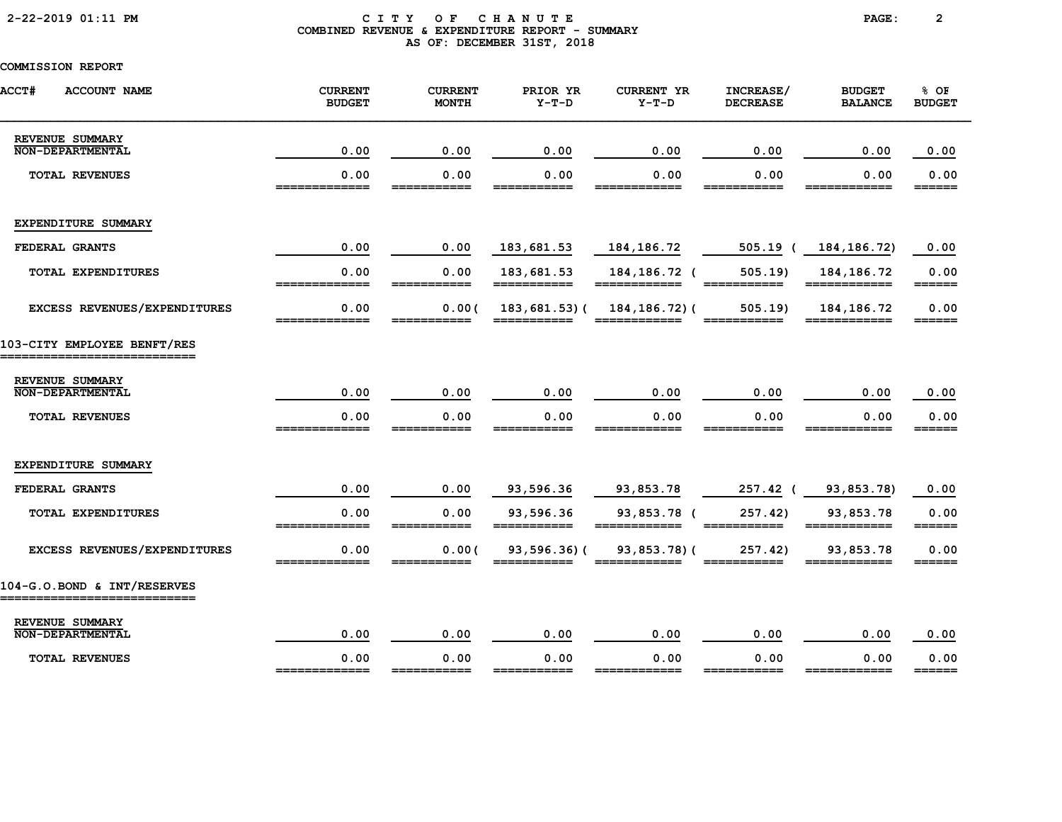# CITY OF CHANUTE
## COMBINED REVENUE & EXPENDITURE REPORT - SUMMARY
### AS OF: DECEMBER 31ST, 2018

COMMISSION REPORT

| ACCT# ACCOUNT NAME | CURRENT BUDGET | CURRENT MONTH | PRIOR YR Y-T-D | CURRENT YR Y-T-D | INCREASE/ DECREASE | BUDGET BALANCE | % OF BUDGET |
|---|---|---|---|---|---|---|---|
| REVENUE SUMMARY | | | | | | | |
| NON-DEPARTMENTAL | 0.00 | 0.00 | 0.00 | 0.00 | 0.00 | 0.00 | 0.00 |
| TOTAL REVENUES | 0.00 | 0.00 | 0.00 | 0.00 | 0.00 | 0.00 | 0.00 |
| EXPENDITURE SUMMARY | | | | | | | |
| FEDERAL GRANTS | 0.00 | 0.00 | 183,681.53 | 184,186.72 | 505.19 | ( 184,186.72) | 0.00 |
| TOTAL EXPENDITURES | 0.00 | 0.00 | 183,681.53 | 184,186.72 | ( 505.19) | 184,186.72 | 0.00 |
| EXCESS REVENUES/EXPENDITURES | 0.00 | 0.00( | 183,681.53)( | 184,186.72)( | 505.19) | 184,186.72 | 0.00 |
| **103-CITY EMPLOYEE BENFT/RES** | | | | | | | |
| REVENUE SUMMARY | | | | | | | |
| NON-DEPARTMENTAL | 0.00 | 0.00 | 0.00 | 0.00 | 0.00 | 0.00 | 0.00 |
| TOTAL REVENUES | 0.00 | 0.00 | 0.00 | 0.00 | 0.00 | 0.00 | 0.00 |
| EXPENDITURE SUMMARY | | | | | | | |
| FEDERAL GRANTS | 0.00 | 0.00 | 93,596.36 | 93,853.78 | 257.42 | ( 93,853.78) | 0.00 |
| TOTAL EXPENDITURES | 0.00 | 0.00 | 93,596.36 | 93,853.78 | ( 257.42) | 93,853.78 | 0.00 |
| EXCESS REVENUES/EXPENDITURES | 0.00 | 0.00( | 93,596.36)( | 93,853.78)( | 257.42) | 93,853.78 | 0.00 |
| **104-G.O.BOND & INT/RESERVES** | | | | | | | |
| REVENUE SUMMARY | | | | | | | |
| NON-DEPARTMENTAL | 0.00 | 0.00 | 0.00 | 0.00 | 0.00 | 0.00 | 0.00 |
| TOTAL REVENUES | 0.00 | 0.00 | 0.00 | 0.00 | 0.00 | 0.00 | 0.00 |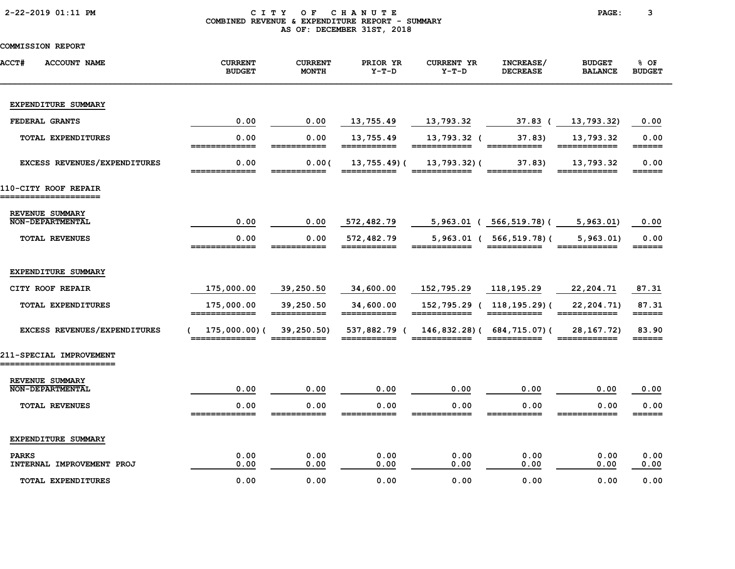# CITY OF CHANUTE

## COMBINED REVENUE & EXPENDITURE REPORT - SUMMARY

AS OF: DECEMBER 31ST, 2018

COMMISSION REPORT

| ACCT# ACCOUNT NAME | CURRENT BUDGET | CURRENT MONTH | PRIOR YR Y-T-D | CURRENT YR Y-T-D | INCREASE/ DECREASE | BUDGET BALANCE | % OF BUDGET |
|---|---|---|---|---|---|---|---|
| **EXPENDITURE SUMMARY** | | | | | | | |
| FEDERAL GRANTS | 0.00 | 0.00 | 13,755.49 | 13,793.32 | 37.83 | ( 13,793.32) | 0.00 |
| TOTAL EXPENDITURES | 0.00 | 0.00 | 13,755.49 | 13,793.32 | ( 37.83) | 13,793.32 | 0.00 |
| EXCESS REVENUES/EXPENDITURES | 0.00 | 0.00 | ( 13,755.49) | ( 13,793.32) | ( 37.83) | 13,793.32 | 0.00 |
| **110-CITY ROOF REPAIR** | | | | | | | |
| **REVENUE SUMMARY** | | | | | | | |
| NON-DEPARTMENTAL | 0.00 | 0.00 | 572,482.79 | 5,963.01 | ( 566,519.78) | ( 5,963.01) | 0.00 |
| TOTAL REVENUES | 0.00 | 0.00 | 572,482.79 | 5,963.01 | ( 566,519.78) | ( 5,963.01) | 0.00 |
| **EXPENDITURE SUMMARY** | | | | | | | |
| CITY ROOF REPAIR | 175,000.00 | 39,250.50 | 34,600.00 | 152,795.29 | 118,195.29 | 22,204.71 | 87.31 |
| TOTAL EXPENDITURES | 175,000.00 | 39,250.50 | 34,600.00 | 152,795.29 | ( 118,195.29) | ( 22,204.71) | 87.31 |
| EXCESS REVENUES/EXPENDITURES | ( 175,000.00) | ( 39,250.50) | 537,882.79 | ( 146,832.28) | ( 684,715.07) | ( 28,167.72) | 83.90 |
| **211-SPECIAL IMPROVEMENT** | | | | | | | |
| **REVENUE SUMMARY** | | | | | | | |
| NON-DEPARTMENTAL | 0.00 | 0.00 | 0.00 | 0.00 | 0.00 | 0.00 | 0.00 |
| TOTAL REVENUES | 0.00 | 0.00 | 0.00 | 0.00 | 0.00 | 0.00 | 0.00 |
| **EXPENDITURE SUMMARY** | | | | | | | |
| PARKS | 0.00 | 0.00 | 0.00 | 0.00 | 0.00 | 0.00 | 0.00 |
| INTERNAL IMPROVEMENT PROJ | 0.00 | 0.00 | 0.00 | 0.00 | 0.00 | 0.00 | 0.00 |
| TOTAL EXPENDITURES | 0.00 | 0.00 | 0.00 | 0.00 | 0.00 | 0.00 | 0.00 |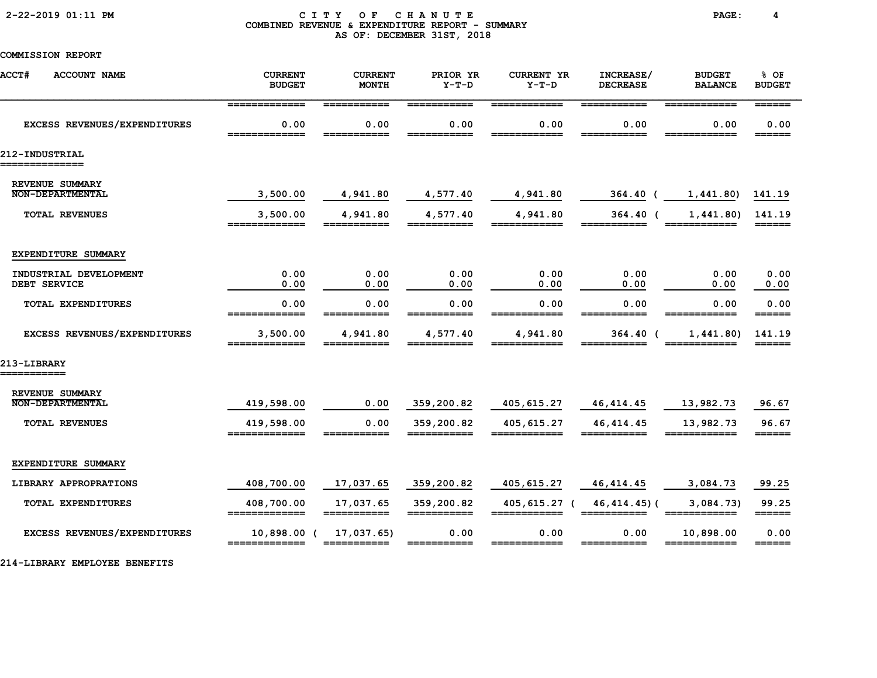# CITY OF CHANUTE
## COMBINED REVENUE & EXPENDITURE REPORT - SUMMARY
### AS OF: DECEMBER 31ST, 2018

COMMISSION REPORT

| ACCT# ACCOUNT NAME | CURRENT BUDGET | CURRENT MONTH | PRIOR YR Y-T-D | CURRENT YR Y-T-D | INCREASE/ DECREASE | BUDGET BALANCE | % OF BUDGET |
|---|---|---|---|---|---|---|---|
| EXCESS REVENUES/EXPENDITURES | 0.00 | 0.00 | 0.00 | 0.00 | 0.00 | 0.00 | 0.00 |
| **212-INDUSTRIAL** | | | | | | | |
| REVENUE SUMMARY | | | | | | | |
| NON-DEPARTMENTAL | 3,500.00 | 4,941.80 | 4,577.40 | 4,941.80 | 364.40 | (1,441.80) | 141.19 |
| TOTAL REVENUES | 3,500.00 | 4,941.80 | 4,577.40 | 4,941.80 | 364.40 | (1,441.80) | 141.19 |
| EXPENDITURE SUMMARY | | | | | | | |
| INDUSTRIAL DEVELOPMENT | 0.00 | 0.00 | 0.00 | 0.00 | 0.00 | 0.00 | 0.00 |
| DEBT SERVICE | 0.00 | 0.00 | 0.00 | 0.00 | 0.00 | 0.00 | 0.00 |
| TOTAL EXPENDITURES | 0.00 | 0.00 | 0.00 | 0.00 | 0.00 | 0.00 | 0.00 |
| EXCESS REVENUES/EXPENDITURES | 3,500.00 | 4,941.80 | 4,577.40 | 4,941.80 | 364.40 | (1,441.80) | 141.19 |
| **213-LIBRARY** | | | | | | | |
| REVENUE SUMMARY | | | | | | | |
| NON-DEPARTMENTAL | 419,598.00 | 0.00 | 359,200.82 | 405,615.27 | 46,414.45 | 13,982.73 | 96.67 |
| TOTAL REVENUES | 419,598.00 | 0.00 | 359,200.82 | 405,615.27 | 46,414.45 | 13,982.73 | 96.67 |
| EXPENDITURE SUMMARY | | | | | | | |
| LIBRARY APPROPRATIONS | 408,700.00 | 17,037.65 | 359,200.82 | 405,615.27 | 46,414.45 | 3,084.73 | 99.25 |
| TOTAL EXPENDITURES | 408,700.00 | 17,037.65 | 359,200.82 | (405,615.27) | (46,414.45) | (3,084.73) | 99.25 |
| EXCESS REVENUES/EXPENDITURES | 10,898.00 | (17,037.65) | 0.00 | 0.00 | 0.00 | 10,898.00 | 0.00 |
| **214-LIBRARY EMPLOYEE BENEFITS** | | | | | | | |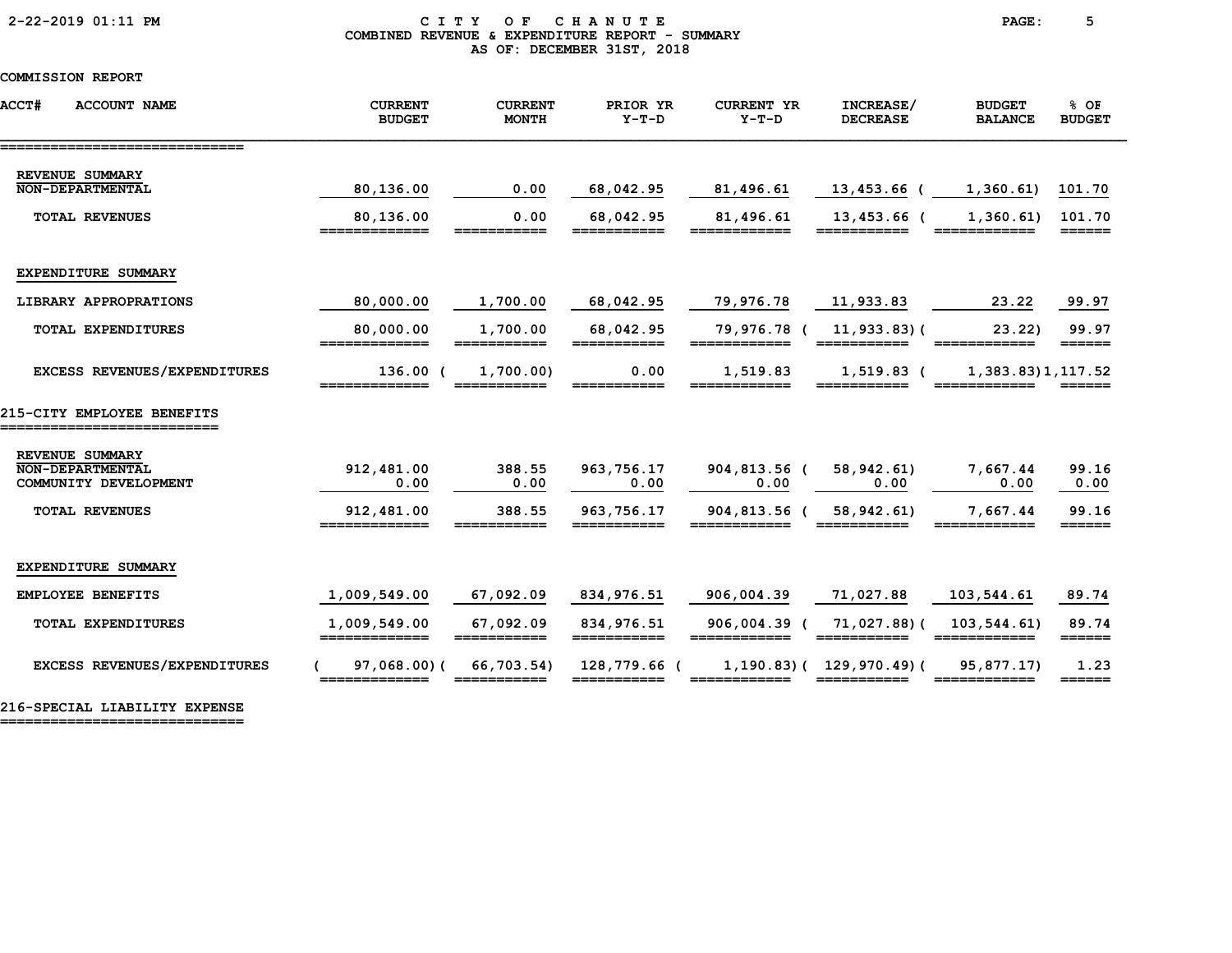# CITY OF CHANUTE

## COMBINED REVENUE & EXPENDITURE REPORT - SUMMARY

### AS OF: DECEMBER 31ST, 2018

COMMISSION REPORT

| ACCT# ACCOUNT NAME | CURRENT BUDGET | CURRENT MONTH | PRIOR YR Y-T-D | CURRENT YR Y-T-D | INCREASE/ DECREASE | BUDGET BALANCE | % OF BUDGET |
|---|---|---|---|---|---|---|---|
| **REVENUE SUMMARY** | | | | | | | |
| NON-DEPARTMENTAL | 80,136.00 | 0.00 | 68,042.95 | 81,496.61 | 13,453.66 | ( 1,360.61) | 101.70 |
| TOTAL REVENUES | 80,136.00 | 0.00 | 68,042.95 | 81,496.61 | 13,453.66 | ( 1,360.61) | 101.70 |
| **EXPENDITURE SUMMARY** | | | | | | | |
| LIBRARY APPROPRATIONS | 80,000.00 | 1,700.00 | 68,042.95 | 79,976.78 | 11,933.83 | 23.22 | 99.97 |
| TOTAL EXPENDITURES | 80,000.00 | 1,700.00 | 68,042.95 | 79,976.78 | ( 11,933.83) | ( 23.22) | 99.97 |
| EXCESS REVENUES/EXPENDITURES | 136.00 | ( 1,700.00) | 0.00 | 1,519.83 | 1,519.83 | ( 1,383.83) | 1,117.52 |
| **215-CITY EMPLOYEE BENEFITS** | | | | | | | |
| **REVENUE SUMMARY** | | | | | | | |
| NON-DEPARTMENTAL | 912,481.00 | 388.55 | 963,756.17 | 904,813.56 | ( 58,942.61) | 7,667.44 | 99.16 |
| COMMUNITY DEVELOPMENT | 0.00 | 0.00 | 0.00 | 0.00 | 0.00 | 0.00 | 0.00 |
| TOTAL REVENUES | 912,481.00 | 388.55 | 963,756.17 | 904,813.56 | ( 58,942.61) | 7,667.44 | 99.16 |
| **EXPENDITURE SUMMARY** | | | | | | | |
| EMPLOYEE BENEFITS | 1,009,549.00 | 67,092.09 | 834,976.51 | 906,004.39 | 71,027.88 | 103,544.61 | 89.74 |
| TOTAL EXPENDITURES | 1,009,549.00 | 67,092.09 | 834,976.51 | 906,004.39 | ( 71,027.88) | ( 103,544.61) | 89.74 |
| EXCESS REVENUES/EXPENDITURES | ( 97,068.00) | ( 66,703.54) | 128,779.66 | ( 1,190.83) | ( 129,970.49) | ( 95,877.17) | 1.23 |

**216-SPECIAL LIABILITY EXPENSE**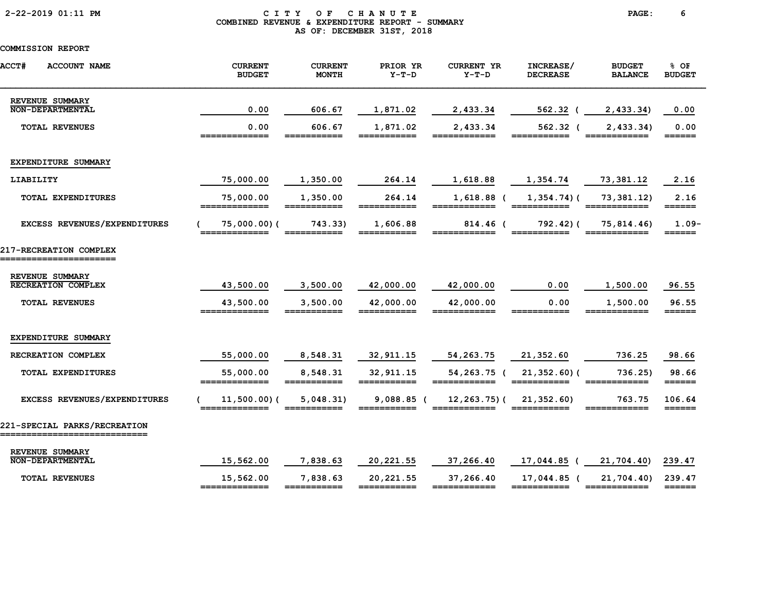CITY OF CHANUTE
COMBINED REVENUE & EXPENDITURE REPORT - SUMMARY
AS OF: DECEMBER 31ST, 2018

COMMISSION REPORT

| ACCT# ACCOUNT NAME | CURRENT BUDGET | CURRENT MONTH | PRIOR YR Y-T-D | CURRENT YR Y-T-D | INCREASE/ DECREASE | BUDGET BALANCE | % OF BUDGET |
|---|---|---|---|---|---|---|---|
| REVENUE SUMMARY | | | | | | | |
| NON-DEPARTMENTAL | 0.00 | 606.67 | 1,871.02 | 2,433.34 | 562.32 | ( 2,433.34) | 0.00 |
| TOTAL REVENUES | 0.00 | 606.67 | 1,871.02 | 2,433.34 | 562.32 | ( 2,433.34) | 0.00 |
| EXPENDITURE SUMMARY | | | | | | | |
| LIABILITY | 75,000.00 | 1,350.00 | 264.14 | 1,618.88 | 1,354.74 | 73,381.12 | 2.16 |
| TOTAL EXPENDITURES | 75,000.00 | 1,350.00 | 264.14 | 1,618.88 | ( 1,354.74) | ( 73,381.12) | 2.16 |
| EXCESS REVENUES/EXPENDITURES | ( 75,000.00) | ( 743.33) | 1,606.88 | 814.46 | ( 792.42) | ( 75,814.46) | 1.09- |
| **217-RECREATION COMPLEX** | | | | | | | |
| REVENUE SUMMARY | | | | | | | |
| RECREATION COMPLEX | 43,500.00 | 3,500.00 | 42,000.00 | 42,000.00 | 0.00 | 1,500.00 | 96.55 |
| TOTAL REVENUES | 43,500.00 | 3,500.00 | 42,000.00 | 42,000.00 | 0.00 | 1,500.00 | 96.55 |
| EXPENDITURE SUMMARY | | | | | | | |
| RECREATION COMPLEX | 55,000.00 | 8,548.31 | 32,911.15 | 54,263.75 | 21,352.60 | 736.25 | 98.66 |
| TOTAL EXPENDITURES | 55,000.00 | 8,548.31 | 32,911.15 | 54,263.75 | ( 21,352.60) | ( 736.25) | 98.66 |
| EXCESS REVENUES/EXPENDITURES | ( 11,500.00) | ( 5,048.31) | 9,088.85 | ( 12,263.75) | ( 21,352.60) | 763.75 | 106.64 |
| **221-SPECIAL PARKS/RECREATION** | | | | | | | |
| REVENUE SUMMARY | | | | | | | |
| NON-DEPARTMENTAL | 15,562.00 | 7,838.63 | 20,221.55 | 37,266.40 | 17,044.85 | ( 21,704.40) | 239.47 |
| TOTAL REVENUES | 15,562.00 | 7,838.63 | 20,221.55 | 37,266.40 | 17,044.85 | ( 21,704.40) | 239.47 |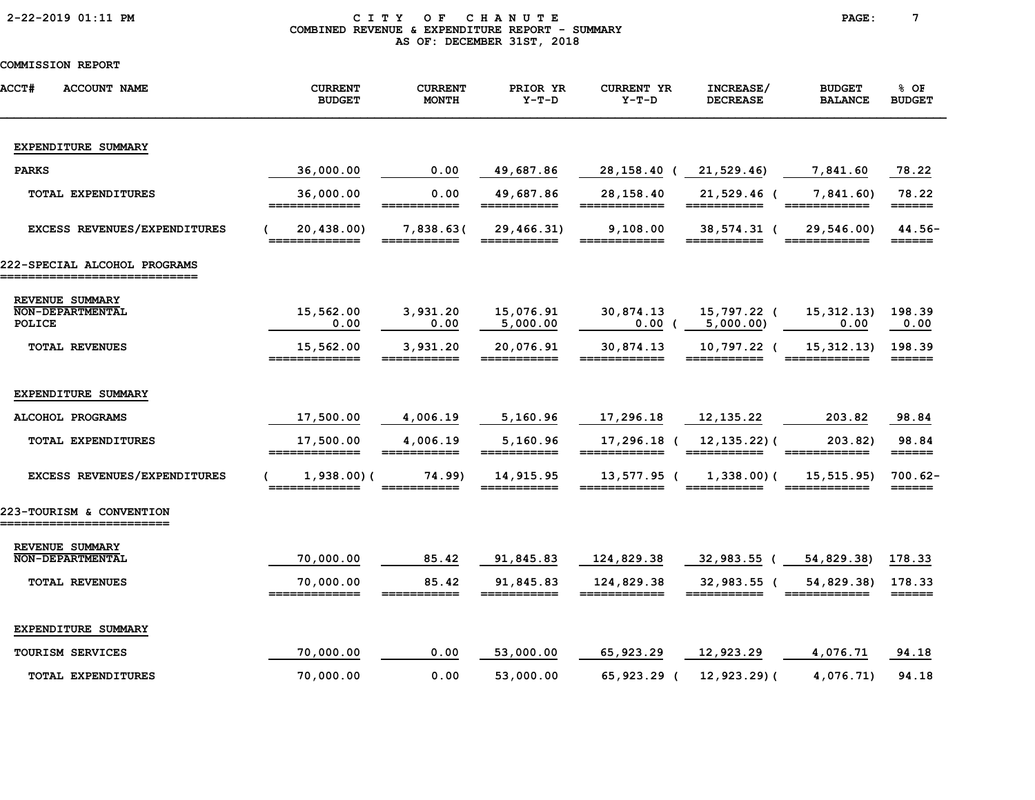# CITY OF CHANUTE
## COMBINED REVENUE & EXPENDITURE REPORT - SUMMARY
### AS OF: DECEMBER 31ST, 2018

COMMISSION REPORT

| ACCT# ACCOUNT NAME | CURRENT BUDGET | CURRENT MONTH | PRIOR YR Y-T-D | CURRENT YR Y-T-D | INCREASE/ DECREASE | BUDGET BALANCE | % OF BUDGET |
|---|---|---|---|---|---|---|---|
| **EXPENDITURE SUMMARY** | | | | | | | |
| PARKS | 36,000.00 | 0.00 | 49,687.86 | 28,158.40 | ( 21,529.46) | 7,841.60 | 78.22 |
| TOTAL EXPENDITURES | 36,000.00 | 0.00 | 49,687.86 | 28,158.40 | 21,529.46 | ( 7,841.60) | 78.22 |
| EXCESS REVENUES/EXPENDITURES | ( 20,438.00) | 7,838.63 | ( 29,466.31) | 9,108.00 | 38,574.31 | ( 29,546.00) | 44.56- |
| **222-SPECIAL ALCOHOL PROGRAMS** | | | | | | | |
| **REVENUE SUMMARY** | | | | | | | |
| NON-DEPARTMENTAL | 15,562.00 | 3,931.20 | 15,076.91 | 30,874.13 | 15,797.22 | ( 15,312.13) | 198.39 |
| POLICE | 0.00 | 0.00 | 5,000.00 | 0.00 | ( 5,000.00) | 0.00 | 0.00 |
| TOTAL REVENUES | 15,562.00 | 3,931.20 | 20,076.91 | 30,874.13 | 10,797.22 | ( 15,312.13) | 198.39 |
| **EXPENDITURE SUMMARY** | | | | | | | |
| ALCOHOL PROGRAMS | 17,500.00 | 4,006.19 | 5,160.96 | 17,296.18 | 12,135.22 | 203.82 | 98.84 |
| TOTAL EXPENDITURES | 17,500.00 | 4,006.19 | 5,160.96 | 17,296.18 | ( 12,135.22) | ( 203.82) | 98.84 |
| EXCESS REVENUES/EXPENDITURES | ( 1,938.00) | ( 74.99) | 14,915.95 | 13,577.95 | ( 1,338.00) | ( 15,515.95) | 700.62- |
| **223-TOURISM & CONVENTION** | | | | | | | |
| **REVENUE SUMMARY** | | | | | | | |
| NON-DEPARTMENTAL | 70,000.00 | 85.42 | 91,845.83 | 124,829.38 | 32,983.55 | ( 54,829.38) | 178.33 |
| TOTAL REVENUES | 70,000.00 | 85.42 | 91,845.83 | 124,829.38 | 32,983.55 | ( 54,829.38) | 178.33 |
| **EXPENDITURE SUMMARY** | | | | | | | |
| TOURISM SERVICES | 70,000.00 | 0.00 | 53,000.00 | 65,923.29 | 12,923.29 | 4,076.71 | 94.18 |
| TOTAL EXPENDITURES | 70,000.00 | 0.00 | 53,000.00 | 65,923.29 | ( 12,923.29) | ( 4,076.71) | 94.18 |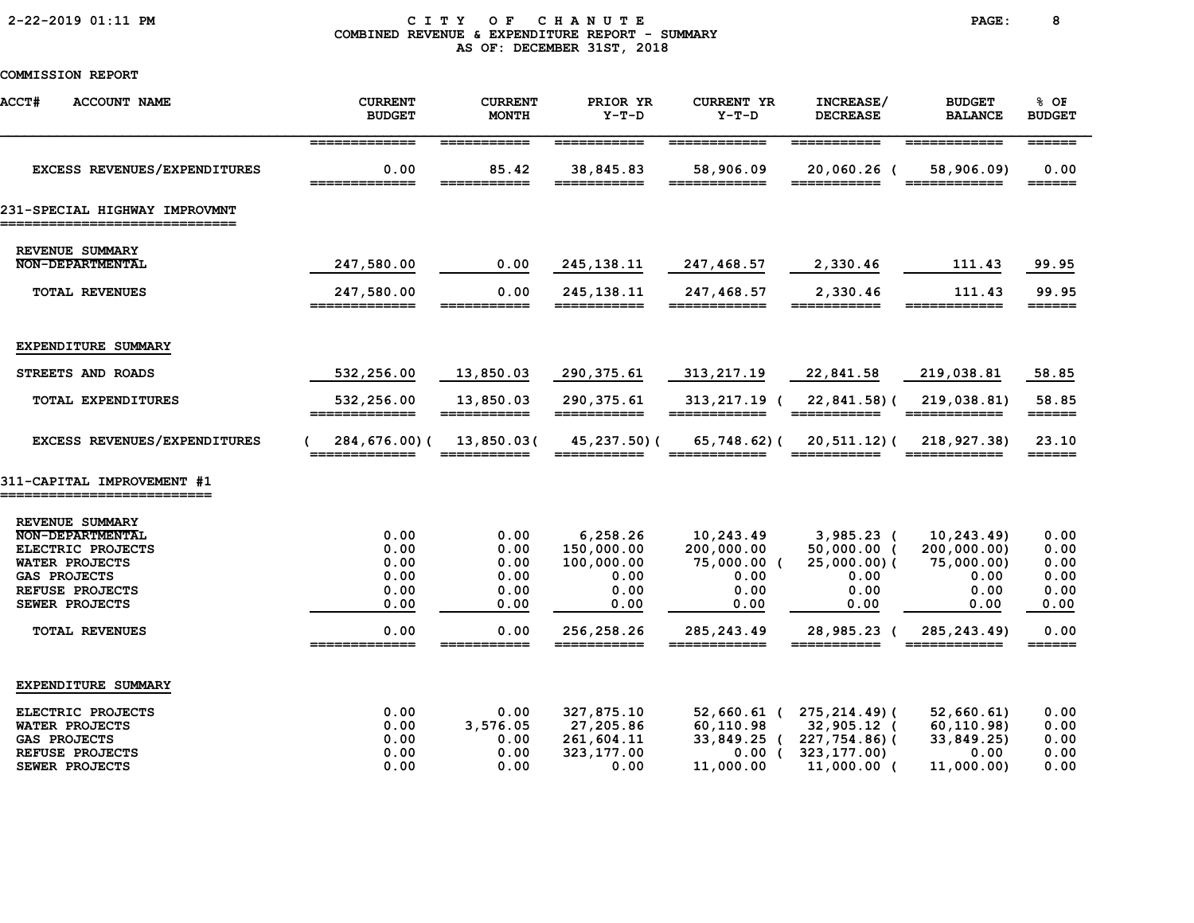# CITY OF CHANUTE
## COMBINED REVENUE & EXPENDITURE REPORT - SUMMARY
### AS OF: DECEMBER 31ST, 2018

COMMISSION REPORT

| ACCT# ACCOUNT NAME | CURRENT BUDGET | CURRENT MONTH | PRIOR YR Y-T-D | CURRENT YR Y-T-D | INCREASE/ DECREASE | BUDGET BALANCE | % OF BUDGET |
|---|---|---|---|---|---|---|---|
| EXCESS REVENUES/EXPENDITURES | 0.00 | 85.42 | 38,845.83 | 58,906.09 | 20,060.26 | ( 58,906.09) | 0.00 |
| **231-SPECIAL HIGHWAY IMPROVMNT** | | | | | | | |
| REVENUE SUMMARY | | | | | | | |
| NON-DEPARTMENTAL | 247,580.00 | 0.00 | 245,138.11 | 247,468.57 | 2,330.46 | 111.43 | 99.95 |
| TOTAL REVENUES | 247,580.00 | 0.00 | 245,138.11 | 247,468.57 | 2,330.46 | 111.43 | 99.95 |
| EXPENDITURE SUMMARY | | | | | | | |
| STREETS AND ROADS | 532,256.00 | 13,850.03 | 290,375.61 | 313,217.19 | 22,841.58 | 219,038.81 | 58.85 |
| TOTAL EXPENDITURES | 532,256.00 | 13,850.03 | 290,375.61 | 313,217.19 | ( 22,841.58) | ( 219,038.81) | 58.85 |
| EXCESS REVENUES/EXPENDITURES | ( 284,676.00) | ( 13,850.03) | ( 45,237.50) | ( 65,748.62) | ( 20,511.12) | ( 218,927.38) | 23.10 |
| **311-CAPITAL IMPROVEMENT #1** | | | | | | | |
| REVENUE SUMMARY | | | | | | | |
| NON-DEPARTMENTAL | 0.00 | 0.00 | 6,258.26 | 10,243.49 | 3,985.23 | ( 10,243.49) | 0.00 |
| ELECTRIC PROJECTS | 0.00 | 0.00 | 150,000.00 | 200,000.00 | 50,000.00 | ( 200,000.00) | 0.00 |
| WATER PROJECTS | 0.00 | 0.00 | 100,000.00 | 75,000.00 | ( 25,000.00) | ( 75,000.00) | 0.00 |
| GAS PROJECTS | 0.00 | 0.00 | 0.00 | 0.00 | 0.00 | 0.00 | 0.00 |
| REFUSE PROJECTS | 0.00 | 0.00 | 0.00 | 0.00 | 0.00 | 0.00 | 0.00 |
| SEWER PROJECTS | 0.00 | 0.00 | 0.00 | 0.00 | 0.00 | 0.00 | 0.00 |
| TOTAL REVENUES | 0.00 | 0.00 | 256,258.26 | 285,243.49 | 28,985.23 | ( 285,243.49) | 0.00 |
| EXPENDITURE SUMMARY | | | | | | | |
| ELECTRIC PROJECTS | 0.00 | 0.00 | 327,875.10 | 52,660.61 | ( 275,214.49) | ( 52,660.61) | 0.00 |
| WATER PROJECTS | 0.00 | 3,576.05 | 27,205.86 | 60,110.98 | 32,905.12 | ( 60,110.98) | 0.00 |
| GAS PROJECTS | 0.00 | 0.00 | 261,604.11 | 33,849.25 | ( 227,754.86) | ( 33,849.25) | 0.00 |
| REFUSE PROJECTS | 0.00 | 0.00 | 323,177.00 | 0.00 | ( 323,177.00) | 0.00 | 0.00 |
| SEWER PROJECTS | 0.00 | 0.00 | 0.00 | 11,000.00 | 11,000.00 | ( 11,000.00) | 0.00 |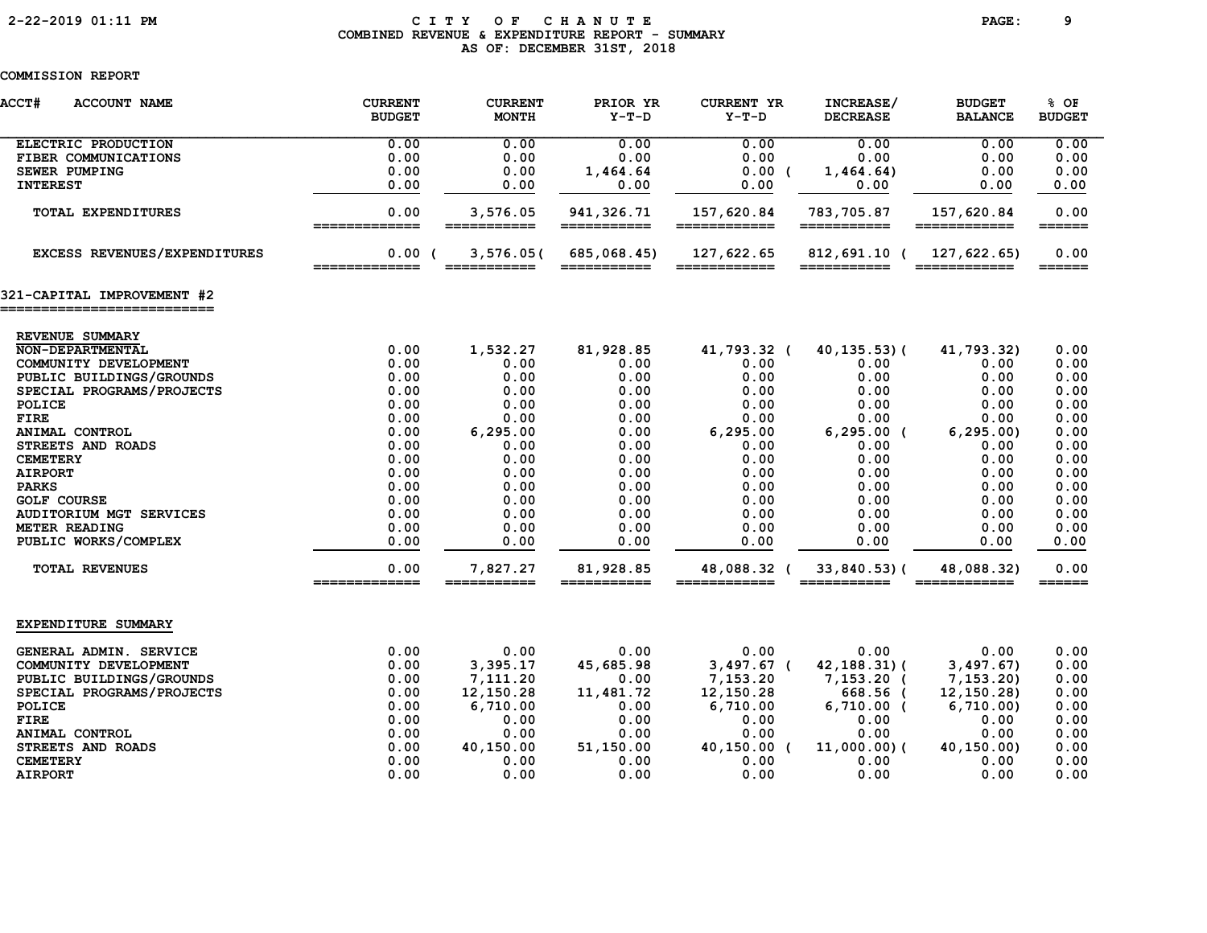CITY OF CHANUTE
COMBINED REVENUE & EXPENDITURE REPORT - SUMMARY
AS OF: DECEMBER 31ST, 2018

COMMISSION REPORT

| ACCT# ACCOUNT NAME | CURRENT BUDGET | CURRENT MONTH | PRIOR YR Y-T-D | CURRENT YR Y-T-D | INCREASE/ DECREASE | BUDGET BALANCE | % OF BUDGET |
|---|---|---|---|---|---|---|---|
| ELECTRIC PRODUCTION | 0.00 | 0.00 | 0.00 | 0.00 | 0.00 | 0.00 | 0.00 |
| FIBER COMMUNICATIONS | 0.00 | 0.00 | 0.00 | 0.00 | 0.00 | 0.00 | 0.00 |
| SEWER PUMPING | 0.00 | 0.00 | 1,464.64 | 0.00 | ( 1,464.64) | 0.00 | 0.00 |
| INTEREST | 0.00 | 0.00 | 0.00 | 0.00 | 0.00 | 0.00 | 0.00 |
| TOTAL EXPENDITURES | 0.00 | 3,576.05 | 941,326.71 | 157,620.84 | 783,705.87 | 157,620.84 | 0.00 |
| EXCESS REVENUES/EXPENDITURES | 0.00 | ( 3,576.05) | ( 685,068.45) | 127,622.65 | 812,691.10 | ( 127,622.65) | 0.00 |

## 321-CAPITAL IMPROVEMENT #2

| ACCT# ACCOUNT NAME | CURRENT BUDGET | CURRENT MONTH | PRIOR YR Y-T-D | CURRENT YR Y-T-D | INCREASE/ DECREASE | BUDGET BALANCE | % OF BUDGET |
|---|---|---|---|---|---|---|---|
| REVENUE SUMMARY | | | | | | | |
| NON-DEPARTMENTAL | 0.00 | 1,532.27 | 81,928.85 | 41,793.32 | ( 40,135.53) | ( 41,793.32) | 0.00 |
| COMMUNITY DEVELOPMENT | 0.00 | 0.00 | 0.00 | 0.00 | 0.00 | 0.00 | 0.00 |
| PUBLIC BUILDINGS/GROUNDS | 0.00 | 0.00 | 0.00 | 0.00 | 0.00 | 0.00 | 0.00 |
| SPECIAL PROGRAMS/PROJECTS | 0.00 | 0.00 | 0.00 | 0.00 | 0.00 | 0.00 | 0.00 |
| POLICE | 0.00 | 0.00 | 0.00 | 0.00 | 0.00 | 0.00 | 0.00 |
| FIRE | 0.00 | 0.00 | 0.00 | 0.00 | 0.00 | 0.00 | 0.00 |
| ANIMAL CONTROL | 0.00 | 6,295.00 | 0.00 | 6,295.00 | 6,295.00 | ( 6,295.00) | 0.00 |
| STREETS AND ROADS | 0.00 | 0.00 | 0.00 | 0.00 | 0.00 | 0.00 | 0.00 |
| CEMETERY | 0.00 | 0.00 | 0.00 | 0.00 | 0.00 | 0.00 | 0.00 |
| AIRPORT | 0.00 | 0.00 | 0.00 | 0.00 | 0.00 | 0.00 | 0.00 |
| PARKS | 0.00 | 0.00 | 0.00 | 0.00 | 0.00 | 0.00 | 0.00 |
| GOLF COURSE | 0.00 | 0.00 | 0.00 | 0.00 | 0.00 | 0.00 | 0.00 |
| AUDITORIUM MGT SERVICES | 0.00 | 0.00 | 0.00 | 0.00 | 0.00 | 0.00 | 0.00 |
| METER READING | 0.00 | 0.00 | 0.00 | 0.00 | 0.00 | 0.00 | 0.00 |
| PUBLIC WORKS/COMPLEX | 0.00 | 0.00 | 0.00 | 0.00 | 0.00 | 0.00 | 0.00 |
| TOTAL REVENUES | 0.00 | 7,827.27 | 81,928.85 | 48,088.32 | ( 33,840.53) | ( 48,088.32) | 0.00 |
| EXPENDITURE SUMMARY | | | | | | | |
| GENERAL ADMIN. SERVICE | 0.00 | 0.00 | 0.00 | 0.00 | 0.00 | 0.00 | 0.00 |
| COMMUNITY DEVELOPMENT | 0.00 | 3,395.17 | 45,685.98 | 3,497.67 | ( 42,188.31) | ( 3,497.67) | 0.00 |
| PUBLIC BUILDINGS/GROUNDS | 0.00 | 7,111.20 | 0.00 | 7,153.20 | 7,153.20 | ( 7,153.20) | 0.00 |
| SPECIAL PROGRAMS/PROJECTS | 0.00 | 12,150.28 | 11,481.72 | 12,150.28 | 668.56 | ( 12,150.28) | 0.00 |
| POLICE | 0.00 | 6,710.00 | 0.00 | 6,710.00 | 6,710.00 | ( 6,710.00) | 0.00 |
| FIRE | 0.00 | 0.00 | 0.00 | 0.00 | 0.00 | 0.00 | 0.00 |
| ANIMAL CONTROL | 0.00 | 0.00 | 0.00 | 0.00 | 0.00 | 0.00 | 0.00 |
| STREETS AND ROADS | 0.00 | 40,150.00 | 51,150.00 | 40,150.00 | ( 11,000.00) | ( 40,150.00) | 0.00 |
| CEMETERY | 0.00 | 0.00 | 0.00 | 0.00 | 0.00 | 0.00 | 0.00 |
| AIRPORT | 0.00 | 0.00 | 0.00 | 0.00 | 0.00 | 0.00 | 0.00 |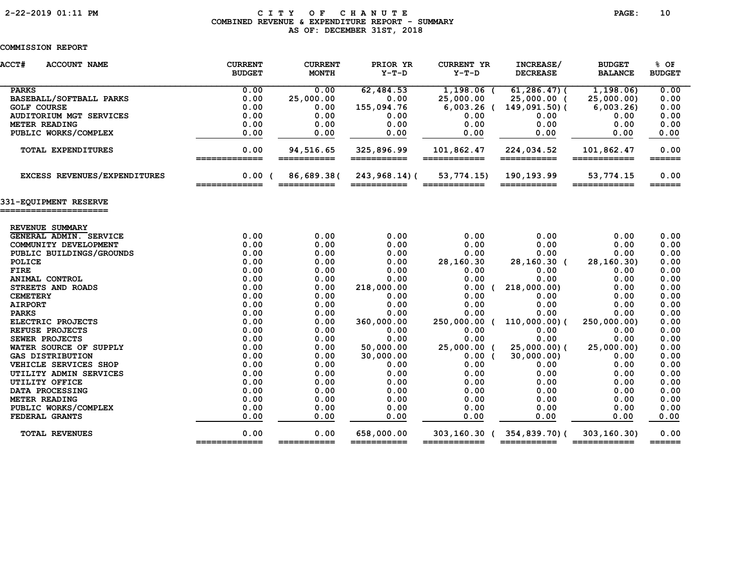COMBINED REVENUE & EXPENDITURE REPORT - SUMMARY

AS OF: DECEMBER 31ST, 2018

COMMISSION REPORT

| ACCT# ACCOUNT NAME | CURRENT BUDGET | CURRENT MONTH | PRIOR YR Y-T-D | CURRENT YR Y-T-D | INCREASE/ DECREASE | BUDGET BALANCE | % OF BUDGET |
|---|---|---|---|---|---|---|---|
| PARKS | 0.00 | 0.00 | 62,484.53 | 1,198.06 | ( 61,286.47) | ( 1,198.06) | 0.00 |
| BASEBALL/SOFTBALL PARKS | 0.00 | 25,000.00 | 0.00 | 25,000.00 | 25,000.00 | ( 25,000.00) | 0.00 |
| GOLF COURSE | 0.00 | 0.00 | 155,094.76 | 6,003.26 | ( 149,091.50) | ( 6,003.26) | 0.00 |
| AUDITORIUM MGT SERVICES | 0.00 | 0.00 | 0.00 | 0.00 | 0.00 | 0.00 | 0.00 |
| METER READING | 0.00 | 0.00 | 0.00 | 0.00 | 0.00 | 0.00 | 0.00 |
| PUBLIC WORKS/COMPLEX | 0.00 | 0.00 | 0.00 | 0.00 | 0.00 | 0.00 | 0.00 |
| TOTAL EXPENDITURES | 0.00 | 94,516.65 | 325,896.99 | 101,862.47 | 224,034.52 | 101,862.47 | 0.00 |
| EXCESS REVENUES/EXPENDITURES | 0.00 | ( 86,689.38) | ( 243,968.14) | ( 53,774.15) | 190,193.99 | 53,774.15 | 0.00 |

## 331-EQUIPMENT RESERVE

| ACCT# ACCOUNT NAME | CURRENT BUDGET | CURRENT MONTH | PRIOR YR Y-T-D | CURRENT YR Y-T-D | INCREASE/ DECREASE | BUDGET BALANCE | % OF BUDGET |
|---|---|---|---|---|---|---|---|
| REVENUE SUMMARY | | | | | | | |
| GENERAL ADMIN. SERVICE | 0.00 | 0.00 | 0.00 | 0.00 | 0.00 | 0.00 | 0.00 |
| COMMUNITY DEVELOPMENT | 0.00 | 0.00 | 0.00 | 0.00 | 0.00 | 0.00 | 0.00 |
| PUBLIC BUILDINGS/GROUNDS | 0.00 | 0.00 | 0.00 | 0.00 | 0.00 | 0.00 | 0.00 |
| POLICE | 0.00 | 0.00 | 0.00 | 28,160.30 | 28,160.30 | ( 28,160.30) | 0.00 |
| FIRE | 0.00 | 0.00 | 0.00 | 0.00 | 0.00 | 0.00 | 0.00 |
| ANIMAL CONTROL | 0.00 | 0.00 | 0.00 | 0.00 | 0.00 | 0.00 | 0.00 |
| STREETS AND ROADS | 0.00 | 0.00 | 218,000.00 | 0.00 | ( 218,000.00) | 0.00 | 0.00 |
| CEMETERY | 0.00 | 0.00 | 0.00 | 0.00 | 0.00 | 0.00 | 0.00 |
| AIRPORT | 0.00 | 0.00 | 0.00 | 0.00 | 0.00 | 0.00 | 0.00 |
| PARKS | 0.00 | 0.00 | 0.00 | 0.00 | 0.00 | 0.00 | 0.00 |
| ELECTRIC PROJECTS | 0.00 | 0.00 | 360,000.00 | 250,000.00 | ( 110,000.00) | ( 250,000.00) | 0.00 |
| REFUSE PROJECTS | 0.00 | 0.00 | 0.00 | 0.00 | 0.00 | 0.00 | 0.00 |
| SEWER PROJECTS | 0.00 | 0.00 | 0.00 | 0.00 | 0.00 | 0.00 | 0.00 |
| WATER SOURCE OF SUPPLY | 0.00 | 0.00 | 50,000.00 | 25,000.00 | ( 25,000.00) | ( 25,000.00) | 0.00 |
| GAS DISTRIBUTION | 0.00 | 0.00 | 30,000.00 | 0.00 | ( 30,000.00) | 0.00 | 0.00 |
| VEHICLE SERVICES SHOP | 0.00 | 0.00 | 0.00 | 0.00 | 0.00 | 0.00 | 0.00 |
| UTILITY ADMIN SERVICES | 0.00 | 0.00 | 0.00 | 0.00 | 0.00 | 0.00 | 0.00 |
| UTILITY OFFICE | 0.00 | 0.00 | 0.00 | 0.00 | 0.00 | 0.00 | 0.00 |
| DATA PROCESSING | 0.00 | 0.00 | 0.00 | 0.00 | 0.00 | 0.00 | 0.00 |
| METER READING | 0.00 | 0.00 | 0.00 | 0.00 | 0.00 | 0.00 | 0.00 |
| PUBLIC WORKS/COMPLEX | 0.00 | 0.00 | 0.00 | 0.00 | 0.00 | 0.00 | 0.00 |
| FEDERAL GRANTS | 0.00 | 0.00 | 0.00 | 0.00 | 0.00 | 0.00 | 0.00 |
| TOTAL REVENUES | 0.00 | 0.00 | 658,000.00 | 303,160.30 | ( 354,839.70) | ( 303,160.30) | 0.00 |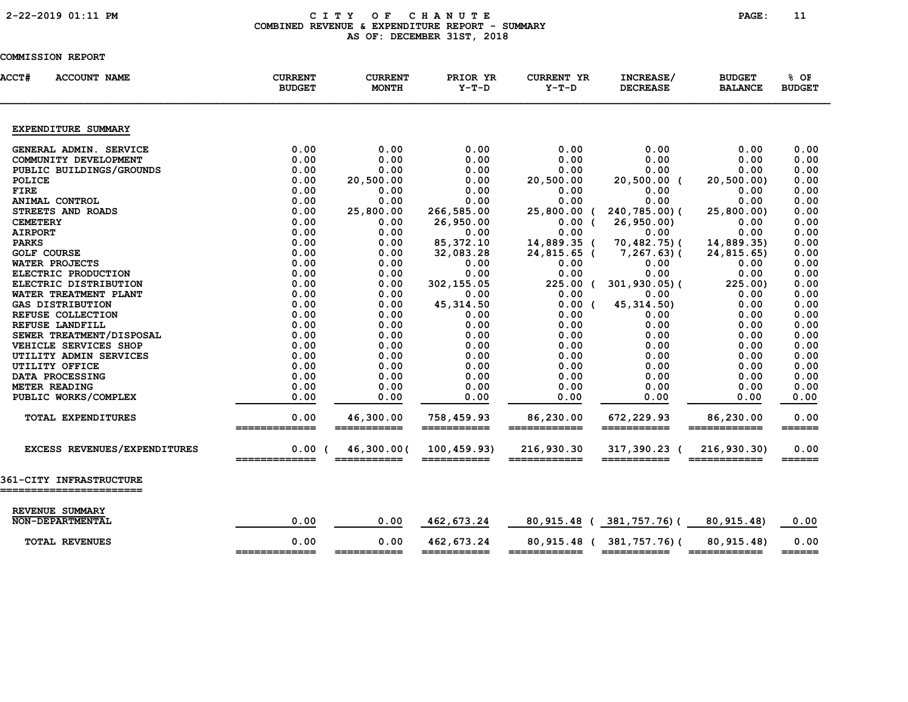# CITY OF CHANUTE
## COMBINED REVENUE & EXPENDITURE REPORT - SUMMARY
### AS OF: DECEMBER 31ST, 2018

COMMISSION REPORT

| ACCT# ACCOUNT NAME | CURRENT BUDGET | CURRENT MONTH | PRIOR YR Y-T-D | CURRENT YR Y-T-D | INCREASE/ DECREASE | BUDGET BALANCE | % OF BUDGET |
|---|---|---|---|---|---|---|---|
| **EXPENDITURE SUMMARY** | | | | | | | |
| GENERAL ADMIN. SERVICE | 0.00 | 0.00 | 0.00 | 0.00 | 0.00 | 0.00 | 0.00 |
| COMMUNITY DEVELOPMENT | 0.00 | 0.00 | 0.00 | 0.00 | 0.00 | 0.00 | 0.00 |
| PUBLIC BUILDINGS/GROUNDS | 0.00 | 0.00 | 0.00 | 0.00 | 0.00 | 0.00 | 0.00 |
| POLICE | 0.00 | 20,500.00 | 0.00 | 20,500.00 | 20,500.00 | ( 20,500.00) | 0.00 |
| FIRE | 0.00 | 0.00 | 0.00 | 0.00 | 0.00 | 0.00 | 0.00 |
| ANIMAL CONTROL | 0.00 | 0.00 | 0.00 | 0.00 | 0.00 | 0.00 | 0.00 |
| STREETS AND ROADS | 0.00 | 25,800.00 | 266,585.00 | 25,800.00 | ( 240,785.00) | ( 25,800.00) | 0.00 |
| CEMETERY | 0.00 | 0.00 | 26,950.00 | 0.00 | ( 26,950.00) | 0.00 | 0.00 |
| AIRPORT | 0.00 | 0.00 | 0.00 | 0.00 | 0.00 | 0.00 | 0.00 |
| PARKS | 0.00 | 0.00 | 85,372.10 | 14,889.35 | ( 70,482.75) | ( 14,889.35) | 0.00 |
| GOLF COURSE | 0.00 | 0.00 | 32,083.28 | 24,815.65 | ( 7,267.63) | ( 24,815.65) | 0.00 |
| WATER PROJECTS | 0.00 | 0.00 | 0.00 | 0.00 | 0.00 | 0.00 | 0.00 |
| ELECTRIC PRODUCTION | 0.00 | 0.00 | 0.00 | 0.00 | 0.00 | 0.00 | 0.00 |
| ELECTRIC DISTRIBUTION | 0.00 | 0.00 | 302,155.05 | 225.00 | ( 301,930.05) | ( 225.00) | 0.00 |
| WATER TREATMENT PLANT | 0.00 | 0.00 | 0.00 | 0.00 | 0.00 | 0.00 | 0.00 |
| GAS DISTRIBUTION | 0.00 | 0.00 | 45,314.50 | 0.00 | ( 45,314.50) | 0.00 | 0.00 |
| REFUSE COLLECTION | 0.00 | 0.00 | 0.00 | 0.00 | 0.00 | 0.00 | 0.00 |
| REFUSE LANDFILL | 0.00 | 0.00 | 0.00 | 0.00 | 0.00 | 0.00 | 0.00 |
| SEWER TREATMENT/DISPOSAL | 0.00 | 0.00 | 0.00 | 0.00 | 0.00 | 0.00 | 0.00 |
| VEHICLE SERVICES SHOP | 0.00 | 0.00 | 0.00 | 0.00 | 0.00 | 0.00 | 0.00 |
| UTILITY ADMIN SERVICES | 0.00 | 0.00 | 0.00 | 0.00 | 0.00 | 0.00 | 0.00 |
| UTILITY OFFICE | 0.00 | 0.00 | 0.00 | 0.00 | 0.00 | 0.00 | 0.00 |
| DATA PROCESSING | 0.00 | 0.00 | 0.00 | 0.00 | 0.00 | 0.00 | 0.00 |
| METER READING | 0.00 | 0.00 | 0.00 | 0.00 | 0.00 | 0.00 | 0.00 |
| PUBLIC WORKS/COMPLEX | 0.00 | 0.00 | 0.00 | 0.00 | 0.00 | 0.00 | 0.00 |
| TOTAL EXPENDITURES | 0.00 | 46,300.00 | 758,459.93 | 86,230.00 | 672,229.93 | 86,230.00 | 0.00 |
| EXCESS REVENUES/EXPENDITURES | 0.00 | ( 46,300.00) | ( 100,459.93) | 216,930.30 | 317,390.23 | ( 216,930.30) | 0.00 |

## 361-CITY INFRASTRUCTURE

| ACCT# ACCOUNT NAME | CURRENT BUDGET | CURRENT MONTH | PRIOR YR Y-T-D | CURRENT YR Y-T-D | INCREASE/ DECREASE | BUDGET BALANCE | % OF BUDGET |
|---|---|---|---|---|---|---|---|
| **REVENUE SUMMARY** | | | | | | | |
| NON-DEPARTMENTAL | 0.00 | 0.00 | 462,673.24 | 80,915.48 | ( 381,757.76) | ( 80,915.48) | 0.00 |
| TOTAL REVENUES | 0.00 | 0.00 | 462,673.24 | 80,915.48 | ( 381,757.76) | ( 80,915.48) | 0.00 |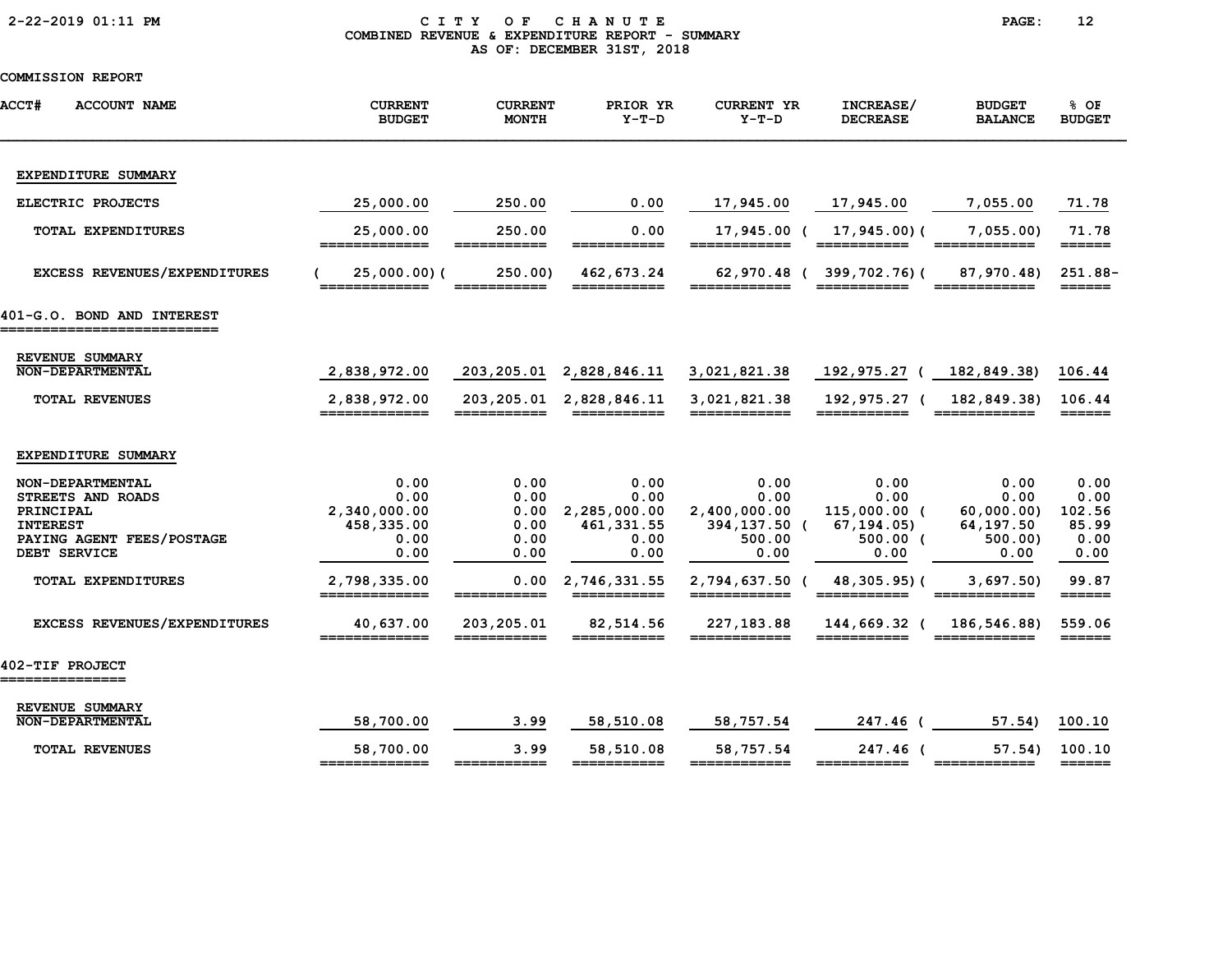# CITY OF CHANUTE
## COMBINED REVENUE & EXPENDITURE REPORT - SUMMARY
### AS OF: DECEMBER 31ST, 2018

COMMISSION REPORT

| ACCT# ACCOUNT NAME | CURRENT BUDGET | CURRENT MONTH | PRIOR YR Y-T-D | CURRENT YR Y-T-D | INCREASE/ DECREASE | BUDGET BALANCE | % OF BUDGET |
|---|---|---|---|---|---|---|---|
| **EXPENDITURE SUMMARY** | | | | | | | |
| ELECTRIC PROJECTS | 25,000.00 | 250.00 | 0.00 | 17,945.00 | 17,945.00 | 7,055.00 | 71.78 |
| TOTAL EXPENDITURES | 25,000.00 | 250.00 | 0.00 | 17,945.00 | ( 17,945.00) | ( 7,055.00) | 71.78 |
| EXCESS REVENUES/EXPENDITURES | ( 25,000.00) | ( 250.00) | 462,673.24 | 62,970.48 | ( 399,702.76) | ( 87,970.48) | 251.88- |
| **401-G.O. BOND AND INTEREST** | | | | | | | |
| **REVENUE SUMMARY** | | | | | | | |
| NON-DEPARTMENTAL | 2,838,972.00 | 203,205.01 | 2,828,846.11 | 3,021,821.38 | 192,975.27 | ( 182,849.38) | 106.44 |
| TOTAL REVENUES | 2,838,972.00 | 203,205.01 | 2,828,846.11 | 3,021,821.38 | 192,975.27 | ( 182,849.38) | 106.44 |
| **EXPENDITURE SUMMARY** | | | | | | | |
| NON-DEPARTMENTAL | 0.00 | 0.00 | 0.00 | 0.00 | 0.00 | 0.00 | 0.00 |
| STREETS AND ROADS | 0.00 | 0.00 | 0.00 | 0.00 | 0.00 | 0.00 | 0.00 |
| PRINCIPAL | 2,340,000.00 | 0.00 | 2,285,000.00 | 2,400,000.00 | 115,000.00 | ( 60,000.00) | 102.56 |
| INTEREST | 458,335.00 | 0.00 | 461,331.55 | 394,137.50 | ( 67,194.05) | 64,197.50 | 85.99 |
| PAYING AGENT FEES/POSTAGE | 0.00 | 0.00 | 0.00 | 500.00 | 500.00 | ( 500.00) | 0.00 |
| DEBT SERVICE | 0.00 | 0.00 | 0.00 | 0.00 | 0.00 | 0.00 | 0.00 |
| TOTAL EXPENDITURES | 2,798,335.00 | 0.00 | 2,746,331.55 | 2,794,637.50 | ( 48,305.95) | ( 3,697.50) | 99.87 |
| EXCESS REVENUES/EXPENDITURES | 40,637.00 | 203,205.01 | 82,514.56 | 227,183.88 | 144,669.32 | ( 186,546.88) | 559.06 |
| **402-TIF PROJECT** | | | | | | | |
| **REVENUE SUMMARY** | | | | | | | |
| NON-DEPARTMENTAL | 58,700.00 | 3.99 | 58,510.08 | 58,757.54 | 247.46 | ( 57.54) | 100.10 |
| TOTAL REVENUES | 58,700.00 | 3.99 | 58,510.08 | 58,757.54 | 247.46 | ( 57.54) | 100.10 |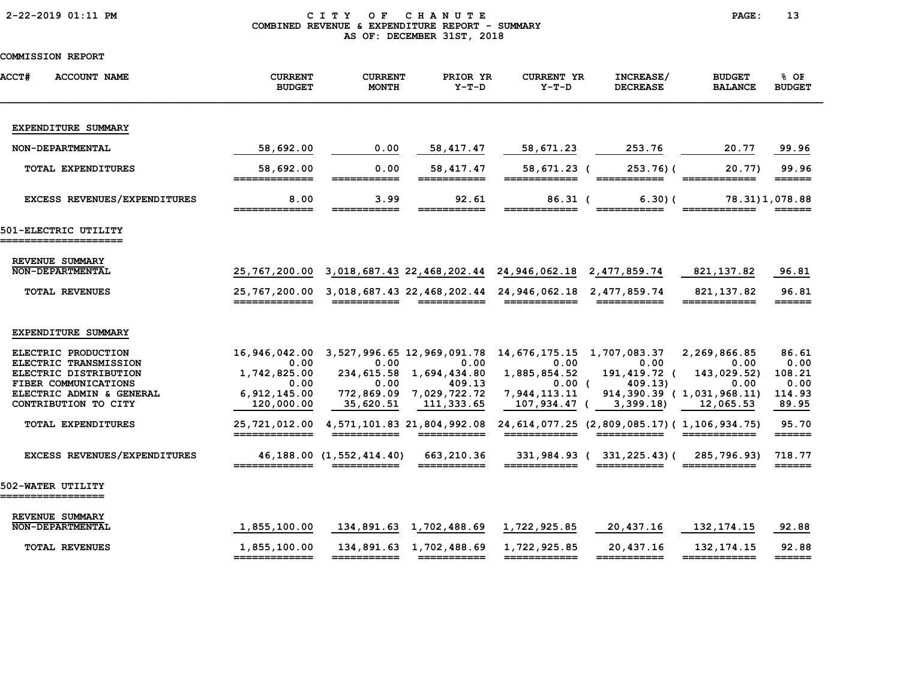# CITY OF CHANUTE
## COMBINED REVENUE & EXPENDITURE REPORT - SUMMARY
### AS OF: DECEMBER 31ST, 2018

COMMISSION REPORT

| ACCT# ACCOUNT NAME | CURRENT BUDGET | CURRENT MONTH | PRIOR YR Y-T-D | CURRENT YR Y-T-D | INCREASE/ DECREASE | BUDGET BALANCE | % OF BUDGET |
|---|---|---|---|---|---|---|---|
| **EXPENDITURE SUMMARY** | | | | | | | |
| NON-DEPARTMENTAL | 58,692.00 | 0.00 | 58,417.47 | 58,671.23 | 253.76 | 20.77 | 99.96 |
| TOTAL EXPENDITURES | 58,692.00 | 0.00 | 58,417.47 | 58,671.23 | (253.76) | (20.77) | 99.96 |
| EXCESS REVENUES/EXPENDITURES | 8.00 | 3.99 | 92.61 | 86.31 | (6.30) | (78.31) | 1,078.88 |
| **501-ELECTRIC UTILITY** | | | | | | | |
| **REVENUE SUMMARY** | | | | | | | |
| NON-DEPARTMENTAL | 25,767,200.00 | 3,018,687.43 | 22,468,202.44 | 24,946,062.18 | 2,477,859.74 | 821,137.82 | 96.81 |
| TOTAL REVENUES | 25,767,200.00 | 3,018,687.43 | 22,468,202.44 | 24,946,062.18 | 2,477,859.74 | 821,137.82 | 96.81 |
| **EXPENDITURE SUMMARY** | | | | | | | |
| ELECTRIC PRODUCTION | 16,946,042.00 | 3,527,996.65 | 12,969,091.78 | 14,676,175.15 | 1,707,083.37 | 2,269,866.85 | 86.61 |
| ELECTRIC TRANSMISSION | 0.00 | 0.00 | 0.00 | 0.00 | 0.00 | 0.00 | 0.00 |
| ELECTRIC DISTRIBUTION | 1,742,825.00 | 234,615.58 | 1,694,434.80 | 1,885,854.52 | 191,419.72 | (143,029.52) | 108.21 |
| FIBER COMMUNICATIONS | 0.00 | 0.00 | 409.13 | 0.00 | (409.13) | 0.00 | 0.00 |
| ELECTRIC ADMIN & GENERAL | 6,912,145.00 | 772,869.09 | 7,029,722.72 | 7,944,113.11 | 914,390.39 | (1,031,968.11) | 114.93 |
| CONTRIBUTION TO CITY | 120,000.00 | 35,620.51 | 111,333.65 | 107,934.47 | (3,399.18) | 12,065.53 | 89.95 |
| TOTAL EXPENDITURES | 25,721,012.00 | 4,571,101.83 | 21,804,992.08 | 24,614,077.25 | (2,809,085.17) | (1,106,934.75) | 95.70 |
| EXCESS REVENUES/EXPENDITURES | 46,188.00 | (1,552,414.40) | 663,210.36 | 331,984.93 | (331,225.43) | (285,796.93) | 718.77 |
| **502-WATER UTILITY** | | | | | | | |
| **REVENUE SUMMARY** | | | | | | | |
| NON-DEPARTMENTAL | 1,855,100.00 | 134,891.63 | 1,702,488.69 | 1,722,925.85 | 20,437.16 | 132,174.15 | 92.88 |
| TOTAL REVENUES | 1,855,100.00 | 134,891.63 | 1,702,488.69 | 1,722,925.85 | 20,437.16 | 132,174.15 | 92.88 |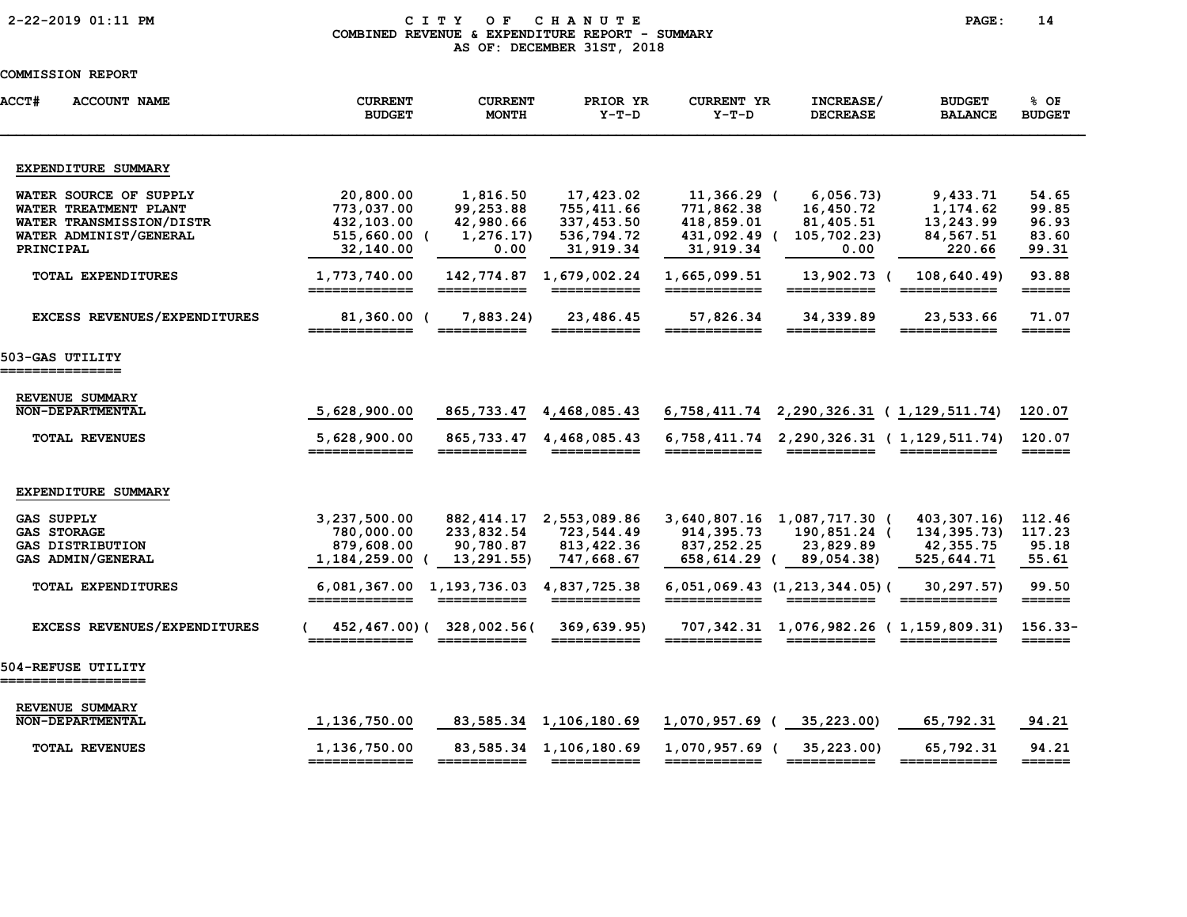# CITY OF CHANUTE
## COMBINED REVENUE & EXPENDITURE REPORT - SUMMARY
### AS OF: DECEMBER 31ST, 2018

COMMISSION REPORT

| ACCT# ACCOUNT NAME | CURRENT BUDGET | CURRENT MONTH | PRIOR YR Y-T-D | CURRENT YR Y-T-D | INCREASE/ DECREASE | BUDGET BALANCE | % OF BUDGET |
|---|---|---|---|---|---|---|---|
| **EXPENDITURE SUMMARY** | | | | | | | |
| WATER SOURCE OF SUPPLY | 20,800.00 | 1,816.50 | 17,423.02 | 11,366.29 | (6,056.73) | 9,433.71 | 54.65 |
| WATER TREATMENT PLANT | 773,037.00 | 99,253.88 | 755,411.66 | 771,862.38 | 16,450.72 | 1,174.62 | 99.85 |
| WATER TRANSMISSION/DISTR | 432,103.00 | 42,980.66 | 337,453.50 | 418,859.01 | 81,405.51 | 13,243.99 | 96.93 |
| WATER ADMINIST/GENERAL | 515,660.00 | (1,276.17) | 536,794.72 | 431,092.49 | (105,702.23) | 84,567.51 | 83.60 |
| PRINCIPAL | 32,140.00 | 0.00 | 31,919.34 | 31,919.34 | 0.00 | 220.66 | 99.31 |
| TOTAL EXPENDITURES | 1,773,740.00 | 142,774.87 | 1,679,002.24 | 1,665,099.51 | 13,902.73 | (108,640.49) | 93.88 |
| EXCESS REVENUES/EXPENDITURES | 81,360.00 | (7,883.24) | 23,486.45 | 57,826.34 | 34,339.89 | 23,533.66 | 71.07 |
| **503-GAS UTILITY** | | | | | | | |
| **REVENUE SUMMARY** | | | | | | | |
| NON-DEPARTMENTAL | 5,628,900.00 | 865,733.47 | 4,468,085.43 | 6,758,411.74 | 2,290,326.31 | (1,129,511.74) | 120.07 |
| TOTAL REVENUES | 5,628,900.00 | 865,733.47 | 4,468,085.43 | 6,758,411.74 | 2,290,326.31 | (1,129,511.74) | 120.07 |
| **EXPENDITURE SUMMARY** | | | | | | | |
| GAS SUPPLY | 3,237,500.00 | 882,414.17 | 2,553,089.86 | 3,640,807.16 | 1,087,717.30 | (403,307.16) | 112.46 |
| GAS STORAGE | 780,000.00 | 233,832.54 | 723,544.49 | 914,395.73 | 190,851.24 | (134,395.73) | 117.23 |
| GAS DISTRIBUTION | 879,608.00 | 90,780.87 | 813,422.36 | 837,252.25 | 23,829.89 | 42,355.75 | 95.18 |
| GAS ADMIN/GENERAL | 1,184,259.00 | (13,291.55) | 747,668.67 | 658,614.29 | (89,054.38) | 525,644.71 | 55.61 |
| TOTAL EXPENDITURES | 6,081,367.00 | 1,193,736.03 | 4,837,725.38 | 6,051,069.43 | (1,213,344.05) | (30,297.57) | 99.50 |
| EXCESS REVENUES/EXPENDITURES | (452,467.00) | (328,002.56) | (369,639.95) | 707,342.31 | 1,076,982.26 | (1,159,809.31) | 156.33- |
| **504-REFUSE UTILITY** | | | | | | | |
| **REVENUE SUMMARY** | | | | | | | |
| NON-DEPARTMENTAL | 1,136,750.00 | 83,585.34 | 1,106,180.69 | 1,070,957.69 | (35,223.00) | 65,792.31 | 94.21 |
| TOTAL REVENUES | 1,136,750.00 | 83,585.34 | 1,106,180.69 | 1,070,957.69 | (35,223.00) | 65,792.31 | 94.21 |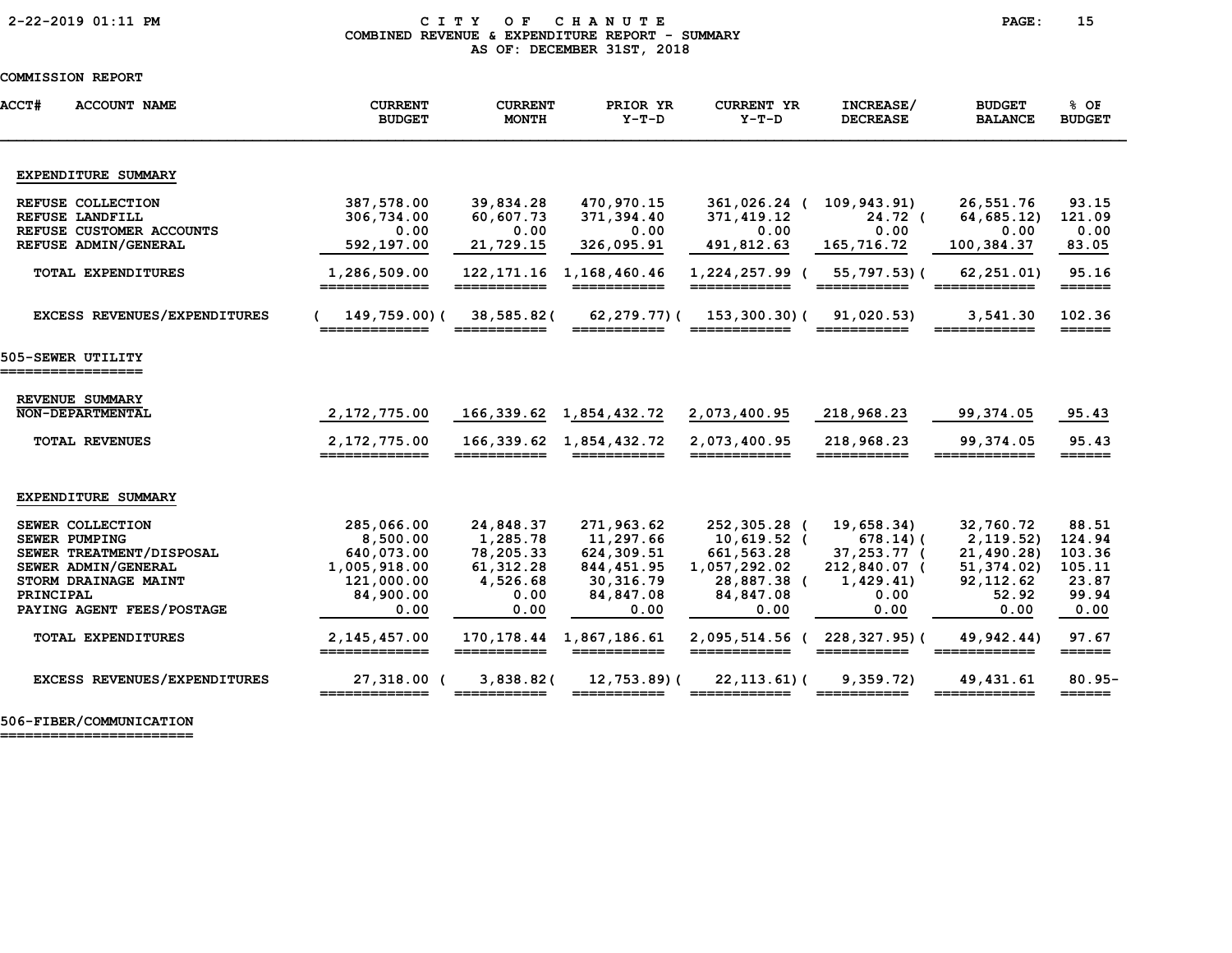# CITY OF CHANUTE

## COMBINED REVENUE & EXPENDITURE REPORT - SUMMARY

AS OF: DECEMBER 31ST, 2018

COMMISSION REPORT

| ACCT# ACCOUNT NAME | CURRENT BUDGET | CURRENT MONTH | PRIOR YR Y-T-D | CURRENT YR Y-T-D | INCREASE/ DECREASE | BUDGET BALANCE | % OF BUDGET |
|---|---|---|---|---|---|---|---|
| **EXPENDITURE SUMMARY** | | | | | | | |
| REFUSE COLLECTION | 387,578.00 | 39,834.28 | 470,970.15 | 361,026.24 | ( 109,943.91) | 26,551.76 | 93.15 |
| REFUSE LANDFILL | 306,734.00 | 60,607.73 | 371,394.40 | 371,419.12 | 24.72 | ( 64,685.12) | 121.09 |
| REFUSE CUSTOMER ACCOUNTS | 0.00 | 0.00 | 0.00 | 0.00 | 0.00 | 0.00 | 0.00 |
| REFUSE ADMIN/GENERAL | 592,197.00 | 21,729.15 | 326,095.91 | 491,812.63 | 165,716.72 | 100,384.37 | 83.05 |
| TOTAL EXPENDITURES | 1,286,509.00 | 122,171.16 | 1,168,460.46 | 1,224,257.99 | ( 55,797.53) | ( 62,251.01) | 95.16 |
| EXCESS REVENUES/EXPENDITURES | ( 149,759.00) | ( 38,585.82) | ( 62,279.77) | ( 153,300.30) | ( 91,020.53) | 3,541.30 | 102.36 |
| **505-SEWER UTILITY** | | | | | | | |
| **REVENUE SUMMARY** | | | | | | | |
| NON-DEPARTMENTAL | 2,172,775.00 | 166,339.62 | 1,854,432.72 | 2,073,400.95 | 218,968.23 | 99,374.05 | 95.43 |
| TOTAL REVENUES | 2,172,775.00 | 166,339.62 | 1,854,432.72 | 2,073,400.95 | 218,968.23 | 99,374.05 | 95.43 |
| **EXPENDITURE SUMMARY** | | | | | | | |
| SEWER COLLECTION | 285,066.00 | 24,848.37 | 271,963.62 | 252,305.28 | ( 19,658.34) | 32,760.72 | 88.51 |
| SEWER PUMPING | 8,500.00 | 1,285.78 | 11,297.66 | 10,619.52 | ( 678.14) | ( 2,119.52) | 124.94 |
| SEWER TREATMENT/DISPOSAL | 640,073.00 | 78,205.33 | 624,309.51 | 661,563.28 | 37,253.77 | ( 21,490.28) | 103.36 |
| SEWER ADMIN/GENERAL | 1,005,918.00 | 61,312.28 | 844,451.95 | 1,057,292.02 | 212,840.07 | ( 51,374.02) | 105.11 |
| STORM DRAINAGE MAINT | 121,000.00 | 4,526.68 | 30,316.79 | 28,887.38 | ( 1,429.41) | 92,112.62 | 23.87 |
| PRINCIPAL | 84,900.00 | 0.00 | 84,847.08 | 84,847.08 | 0.00 | 52.92 | 99.94 |
| PAYING AGENT FEES/POSTAGE | 0.00 | 0.00 | 0.00 | 0.00 | 0.00 | 0.00 | 0.00 |
| TOTAL EXPENDITURES | 2,145,457.00 | 170,178.44 | 1,867,186.61 | 2,095,514.56 | ( 228,327.95) | ( 49,942.44) | 97.67 |
| EXCESS REVENUES/EXPENDITURES | 27,318.00 | ( 3,838.82) | ( 12,753.89) | ( 22,113.61) | ( 9,359.72) | 49,431.61 | 80.95- |

**506-FIBER/COMMUNICATION**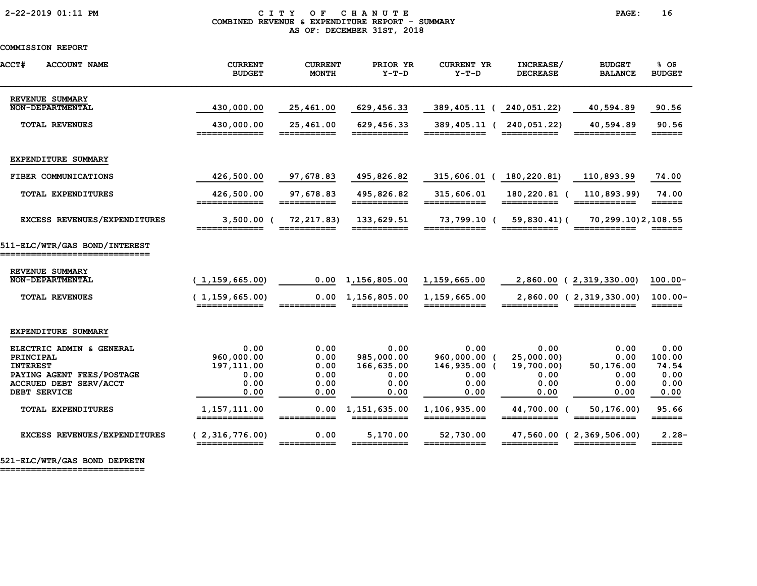# CITY OF CHANUTE
## COMBINED REVENUE & EXPENDITURE REPORT - SUMMARY
### AS OF: DECEMBER 31ST, 2018

COMMISSION REPORT

| ACCT# ACCOUNT NAME | CURRENT BUDGET | CURRENT MONTH | PRIOR YR Y-T-D | CURRENT YR Y-T-D | INCREASE/ DECREASE | BUDGET BALANCE | % OF BUDGET |
|---|---|---|---|---|---|---|---|
| **REVENUE SUMMARY** | | | | | | | |
| NON-DEPARTMENTAL | 430,000.00 | 25,461.00 | 629,456.33 | 389,405.11 | ( 240,051.22) | 40,594.89 | 90.56 |
| TOTAL REVENUES | 430,000.00 | 25,461.00 | 629,456.33 | 389,405.11 | ( 240,051.22) | 40,594.89 | 90.56 |
| **EXPENDITURE SUMMARY** | | | | | | | |
| FIBER COMMUNICATIONS | 426,500.00 | 97,678.83 | 495,826.82 | 315,606.01 | ( 180,220.81) | 110,893.99 | 74.00 |
| TOTAL EXPENDITURES | 426,500.00 | 97,678.83 | 495,826.82 | 315,606.01 | 180,220.81 | ( 110,893.99) | 74.00 |
| EXCESS REVENUES/EXPENDITURES | 3,500.00 | ( 72,217.83) | 133,629.51 | 73,799.10 | ( 59,830.41) | ( 70,299.10) | 2,108.55 |

## 511-ELC/WTR/GAS BOND/INTEREST

| ACCT# ACCOUNT NAME | CURRENT BUDGET | CURRENT MONTH | PRIOR YR Y-T-D | CURRENT YR Y-T-D | INCREASE/ DECREASE | BUDGET BALANCE | % OF BUDGET |
|---|---|---|---|---|---|---|---|
| **REVENUE SUMMARY** | | | | | | | |
| NON-DEPARTMENTAL | ( 1,159,665.00) | 0.00 | 1,156,805.00 | 1,159,665.00 | 2,860.00 | ( 2,319,330.00) | 100.00- |
| TOTAL REVENUES | ( 1,159,665.00) | 0.00 | 1,156,805.00 | 1,159,665.00 | 2,860.00 | ( 2,319,330.00) | 100.00- |
| **EXPENDITURE SUMMARY** | | | | | | | |
| ELECTRIC ADMIN & GENERAL | 0.00 | 0.00 | 0.00 | 0.00 | 0.00 | 0.00 | 0.00 |
| PRINCIPAL | 960,000.00 | 0.00 | 985,000.00 | 960,000.00 | ( 25,000.00) | 0.00 | 100.00 |
| INTEREST | 197,111.00 | 0.00 | 166,635.00 | 146,935.00 | ( 19,700.00) | 50,176.00 | 74.54 |
| PAYING AGENT FEES/POSTAGE | 0.00 | 0.00 | 0.00 | 0.00 | 0.00 | 0.00 | 0.00 |
| ACCRUED DEBT SERV/ACCT | 0.00 | 0.00 | 0.00 | 0.00 | 0.00 | 0.00 | 0.00 |
| DEBT SERVICE | 0.00 | 0.00 | 0.00 | 0.00 | 0.00 | 0.00 | 0.00 |
| TOTAL EXPENDITURES | 1,157,111.00 | 0.00 | 1,151,635.00 | 1,106,935.00 | 44,700.00 | ( 50,176.00) | 95.66 |
| EXCESS REVENUES/EXPENDITURES | ( 2,316,776.00) | 0.00 | 5,170.00 | 52,730.00 | 47,560.00 | ( 2,369,506.00) | 2.28- |

## 521-ELC/WTR/GAS BOND DEPRETN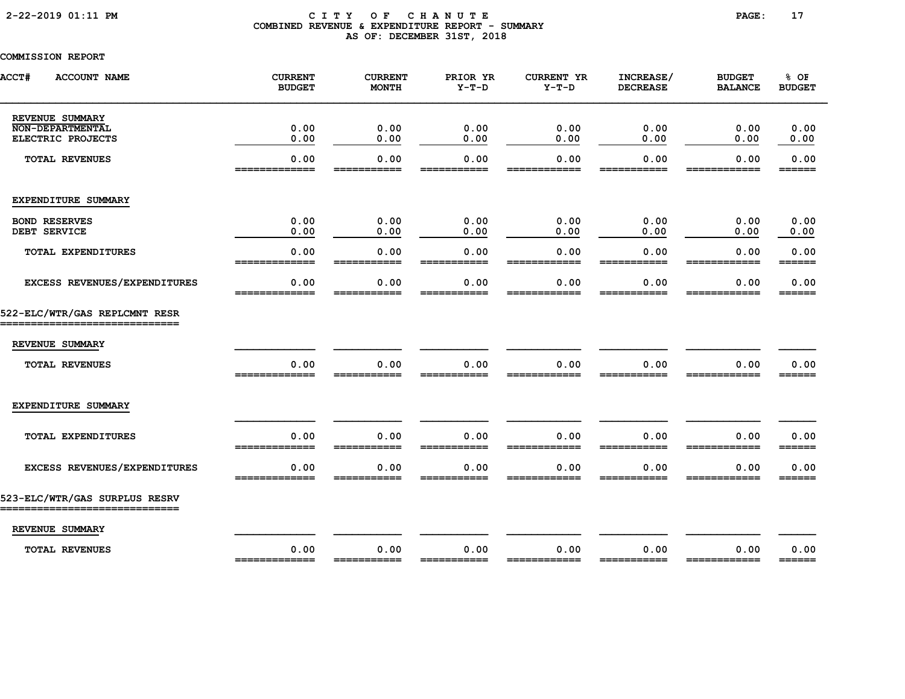# CITY OF CHANUTE
## COMBINED REVENUE & EXPENDITURE REPORT - SUMMARY
### AS OF: DECEMBER 31ST, 2018

COMMISSION REPORT

| ACCT# ACCOUNT NAME | CURRENT BUDGET | CURRENT MONTH | PRIOR YR Y-T-D | CURRENT YR Y-T-D | INCREASE/ DECREASE | BUDGET BALANCE | % OF BUDGET |
|---|---|---|---|---|---|---|---|
| **REVENUE SUMMARY** | | | | | | | |
| NON-DEPARTMENTAL | 0.00 | 0.00 | 0.00 | 0.00 | 0.00 | 0.00 | 0.00 |
| ELECTRIC PROJECTS | 0.00 | 0.00 | 0.00 | 0.00 | 0.00 | 0.00 | 0.00 |
| TOTAL REVENUES | 0.00 | 0.00 | 0.00 | 0.00 | 0.00 | 0.00 | 0.00 |
| **EXPENDITURE SUMMARY** | | | | | | | |
| BOND RESERVES | 0.00 | 0.00 | 0.00 | 0.00 | 0.00 | 0.00 | 0.00 |
| DEBT SERVICE | 0.00 | 0.00 | 0.00 | 0.00 | 0.00 | 0.00 | 0.00 |
| TOTAL EXPENDITURES | 0.00 | 0.00 | 0.00 | 0.00 | 0.00 | 0.00 | 0.00 |
| EXCESS REVENUES/EXPENDITURES | 0.00 | 0.00 | 0.00 | 0.00 | 0.00 | 0.00 | 0.00 |
| **522-ELC/WTR/GAS REPLCMNT RESR** | | | | | | | |
| **REVENUE SUMMARY** | | | | | | | |
| TOTAL REVENUES | 0.00 | 0.00 | 0.00 | 0.00 | 0.00 | 0.00 | 0.00 |
| **EXPENDITURE SUMMARY** | | | | | | | |
| TOTAL EXPENDITURES | 0.00 | 0.00 | 0.00 | 0.00 | 0.00 | 0.00 | 0.00 |
| EXCESS REVENUES/EXPENDITURES | 0.00 | 0.00 | 0.00 | 0.00 | 0.00 | 0.00 | 0.00 |
| **523-ELC/WTR/GAS SURPLUS RESRV** | | | | | | | |
| **REVENUE SUMMARY** | | | | | | | |
| TOTAL REVENUES | 0.00 | 0.00 | 0.00 | 0.00 | 0.00 | 0.00 | 0.00 |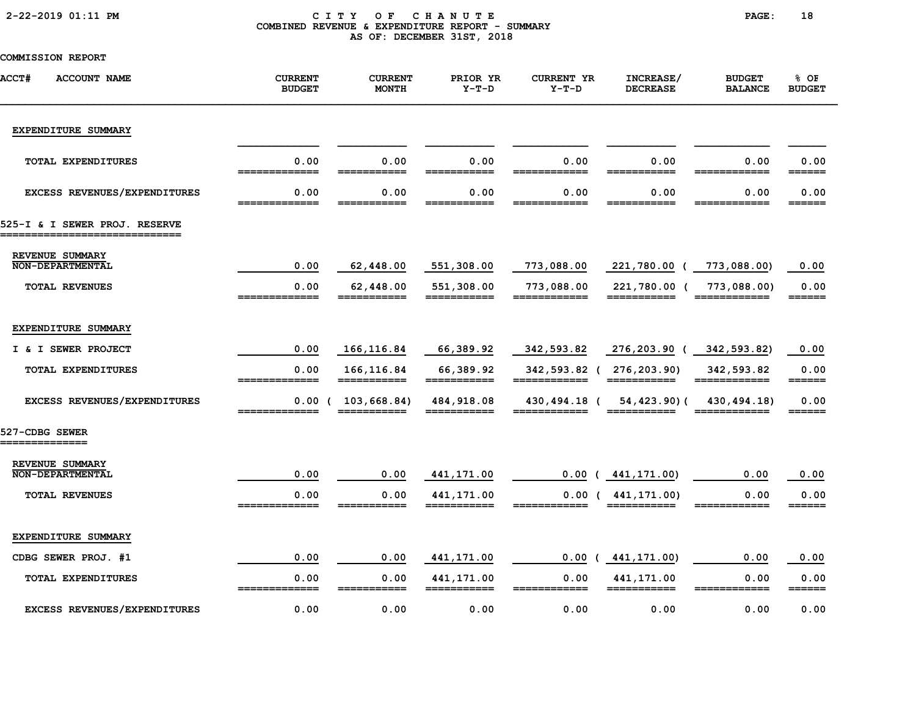# CITY OF CHANUTE
## COMBINED REVENUE & EXPENDITURE REPORT - SUMMARY
### AS OF: DECEMBER 31ST, 2018

COMMISSION REPORT

| ACCT# ACCOUNT NAME | CURRENT BUDGET | CURRENT MONTH | PRIOR YR Y-T-D | CURRENT YR Y-T-D | INCREASE/ DECREASE | BUDGET BALANCE | % OF BUDGET |
|---|---|---|---|---|---|---|---|
| **EXPENDITURE SUMMARY** | | | | | | | |
| TOTAL EXPENDITURES | 0.00 | 0.00 | 0.00 | 0.00 | 0.00 | 0.00 | 0.00 |
| EXCESS REVENUES/EXPENDITURES | 0.00 | 0.00 | 0.00 | 0.00 | 0.00 | 0.00 | 0.00 |
| **525-I & I SEWER PROJ. RESERVE** | | | | | | | |
| **REVENUE SUMMARY** | | | | | | | |
| NON-DEPARTMENTAL | 0.00 | 62,448.00 | 551,308.00 | 773,088.00 | 221,780.00 | ( 773,088.00) | 0.00 |
| TOTAL REVENUES | 0.00 | 62,448.00 | 551,308.00 | 773,088.00 | 221,780.00 | ( 773,088.00) | 0.00 |
| **EXPENDITURE SUMMARY** | | | | | | | |
| I & I SEWER PROJECT | 0.00 | 166,116.84 | 66,389.92 | 342,593.82 | 276,203.90 | ( 342,593.82) | 0.00 |
| TOTAL EXPENDITURES | 0.00 | 166,116.84 | 66,389.92 | 342,593.82 | ( 276,203.90) | 342,593.82 | 0.00 |
| EXCESS REVENUES/EXPENDITURES | 0.00 | ( 103,668.84) | 484,918.08 | 430,494.18 | ( 54,423.90) | ( 430,494.18) | 0.00 |
| **527-CDBG SEWER** | | | | | | | |
| **REVENUE SUMMARY** | | | | | | | |
| NON-DEPARTMENTAL | 0.00 | 0.00 | 441,171.00 | 0.00 | ( 441,171.00) | 0.00 | 0.00 |
| TOTAL REVENUES | 0.00 | 0.00 | 441,171.00 | 0.00 | ( 441,171.00) | 0.00 | 0.00 |
| **EXPENDITURE SUMMARY** | | | | | | | |
| CDBG SEWER PROJ. #1 | 0.00 | 0.00 | 441,171.00 | 0.00 | ( 441,171.00) | 0.00 | 0.00 |
| TOTAL EXPENDITURES | 0.00 | 0.00 | 441,171.00 | 0.00 | 441,171.00 | 0.00 | 0.00 |
| EXCESS REVENUES/EXPENDITURES | 0.00 | 0.00 | 0.00 | 0.00 | 0.00 | 0.00 | 0.00 |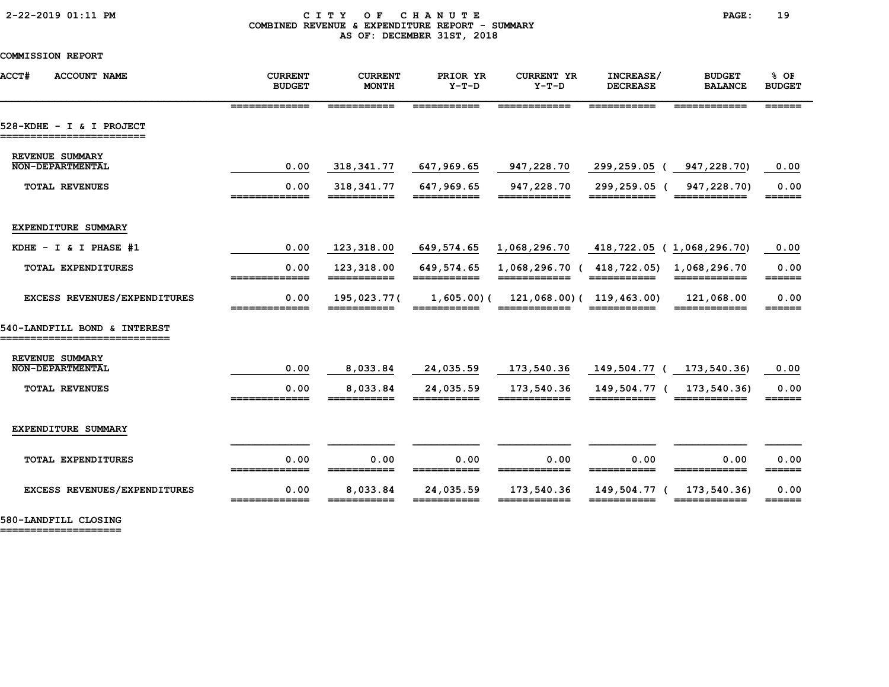CITY OF CHANUTE
COMBINED REVENUE & EXPENDITURE REPORT - SUMMARY
AS OF: DECEMBER 31ST, 2018

COMMISSION REPORT

| ACCT# ACCOUNT NAME | CURRENT BUDGET | CURRENT MONTH | PRIOR YR Y-T-D | CURRENT YR Y-T-D | INCREASE/ DECREASE | BUDGET BALANCE | % OF BUDGET |
|---|---|---|---|---|---|---|---|
| **528-KDHE - I & I PROJECT** | | | | | | | |
| REVENUE SUMMARY | | | | | | | |
| NON-DEPARTMENTAL | 0.00 | 318,341.77 | 647,969.65 | 947,228.70 | 299,259.05 | ( 947,228.70) | 0.00 |
| TOTAL REVENUES | 0.00 | 318,341.77 | 647,969.65 | 947,228.70 | 299,259.05 | ( 947,228.70) | 0.00 |
| EXPENDITURE SUMMARY | | | | | | | |
| KDHE - I & I PHASE #1 | 0.00 | 123,318.00 | 649,574.65 | 1,068,296.70 | 418,722.05 | ( 1,068,296.70) | 0.00 |
| TOTAL EXPENDITURES | 0.00 | 123,318.00 | 649,574.65 | 1,068,296.70 | ( 418,722.05) | 1,068,296.70 | 0.00 |
| EXCESS REVENUES/EXPENDITURES | 0.00 | 195,023.77 | ( 1,605.00) | ( 121,068.00) | ( 119,463.00) | 121,068.00 | 0.00 |
| **540-LANDFILL BOND & INTEREST** | | | | | | | |
| REVENUE SUMMARY | | | | | | | |
| NON-DEPARTMENTAL | 0.00 | 8,033.84 | 24,035.59 | 173,540.36 | 149,504.77 | ( 173,540.36) | 0.00 |
| TOTAL REVENUES | 0.00 | 8,033.84 | 24,035.59 | 173,540.36 | 149,504.77 | ( 173,540.36) | 0.00 |
| EXPENDITURE SUMMARY | | | | | | | |
| TOTAL EXPENDITURES | 0.00 | 0.00 | 0.00 | 0.00 | 0.00 | 0.00 | 0.00 |
| EXCESS REVENUES/EXPENDITURES | 0.00 | 8,033.84 | 24,035.59 | 173,540.36 | 149,504.77 | ( 173,540.36) | 0.00 |

**580-LANDFILL CLOSING**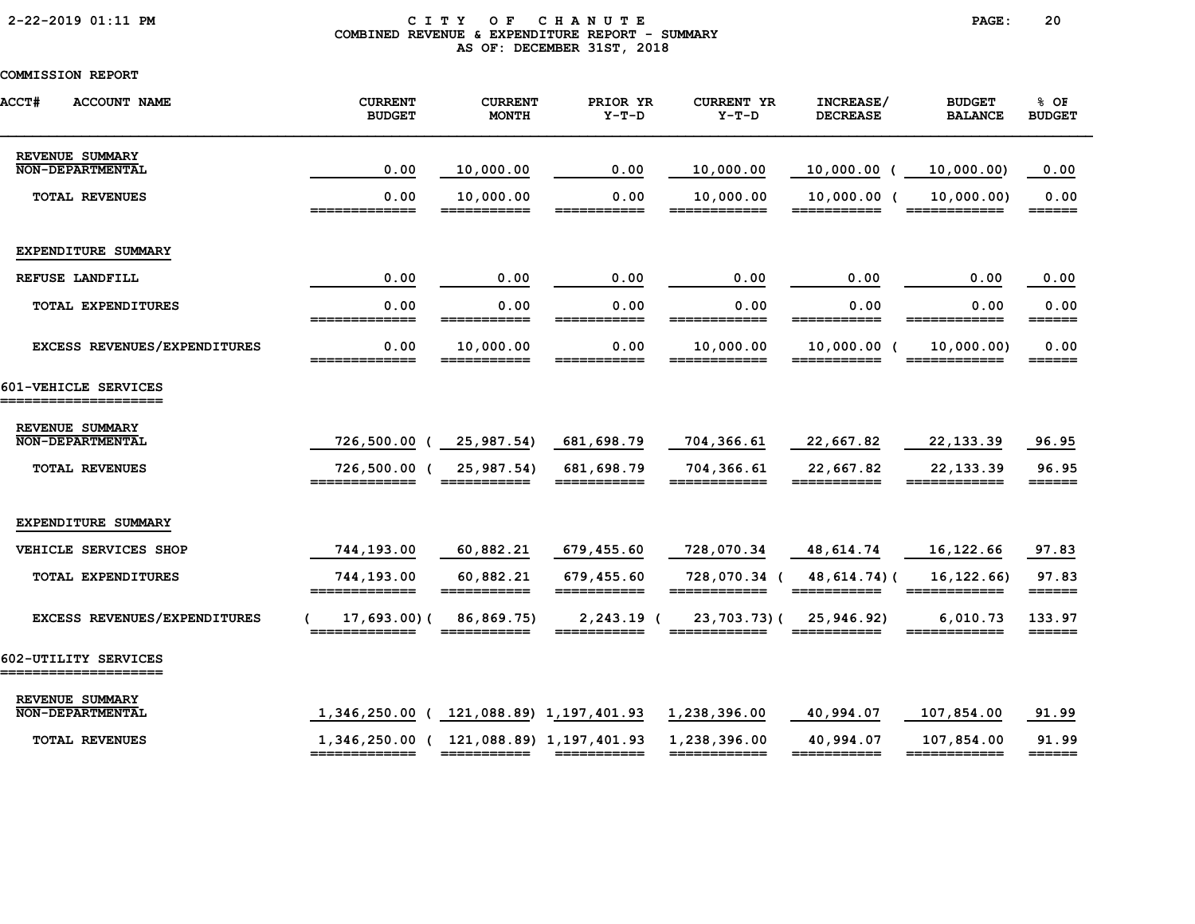# CITY OF CHANUTE
## COMBINED REVENUE & EXPENDITURE REPORT - SUMMARY
### AS OF: DECEMBER 31ST, 2018

COMMISSION REPORT

| ACCT# ACCOUNT NAME | CURRENT BUDGET | CURRENT MONTH | PRIOR YR Y-T-D | CURRENT YR Y-T-D | INCREASE/ DECREASE | BUDGET BALANCE | % OF BUDGET |
|---|---|---|---|---|---|---|---|
| REVENUE SUMMARY | | | | | | | |
| NON-DEPARTMENTAL | 0.00 | 10,000.00 | 0.00 | 10,000.00 | 10,000.00 | (10,000.00) | 0.00 |
| TOTAL REVENUES | 0.00 | 10,000.00 | 0.00 | 10,000.00 | 10,000.00 | (10,000.00) | 0.00 |
| EXPENDITURE SUMMARY | | | | | | | |
| REFUSE LANDFILL | 0.00 | 0.00 | 0.00 | 0.00 | 0.00 | 0.00 | 0.00 |
| TOTAL EXPENDITURES | 0.00 | 0.00 | 0.00 | 0.00 | 0.00 | 0.00 | 0.00 |
| EXCESS REVENUES/EXPENDITURES | 0.00 | 10,000.00 | 0.00 | 10,000.00 | 10,000.00 | (10,000.00) | 0.00 |
| **601-VEHICLE SERVICES** | | | | | | | |
| REVENUE SUMMARY | | | | | | | |
| NON-DEPARTMENTAL | 726,500.00 | (25,987.54) | 681,698.79 | 704,366.61 | 22,667.82 | 22,133.39 | 96.95 |
| TOTAL REVENUES | 726,500.00 | (25,987.54) | 681,698.79 | 704,366.61 | 22,667.82 | 22,133.39 | 96.95 |
| EXPENDITURE SUMMARY | | | | | | | |
| VEHICLE SERVICES SHOP | 744,193.00 | 60,882.21 | 679,455.60 | 728,070.34 | 48,614.74 | 16,122.66 | 97.83 |
| TOTAL EXPENDITURES | 744,193.00 | 60,882.21 | 679,455.60 | 728,070.34 | (48,614.74) | (16,122.66) | 97.83 |
| EXCESS REVENUES/EXPENDITURES | (17,693.00) | (86,869.75) | 2,243.19 | (23,703.73) | (25,946.92) | 6,010.73 | 133.97 |
| **602-UTILITY SERVICES** | | | | | | | |
| REVENUE SUMMARY | | | | | | | |
| NON-DEPARTMENTAL | 1,346,250.00 | (121,088.89) | 1,197,401.93 | 1,238,396.00 | 40,994.07 | 107,854.00 | 91.99 |
| TOTAL REVENUES | 1,346,250.00 | (121,088.89) | 1,197,401.93 | 1,238,396.00 | 40,994.07 | 107,854.00 | 91.99 |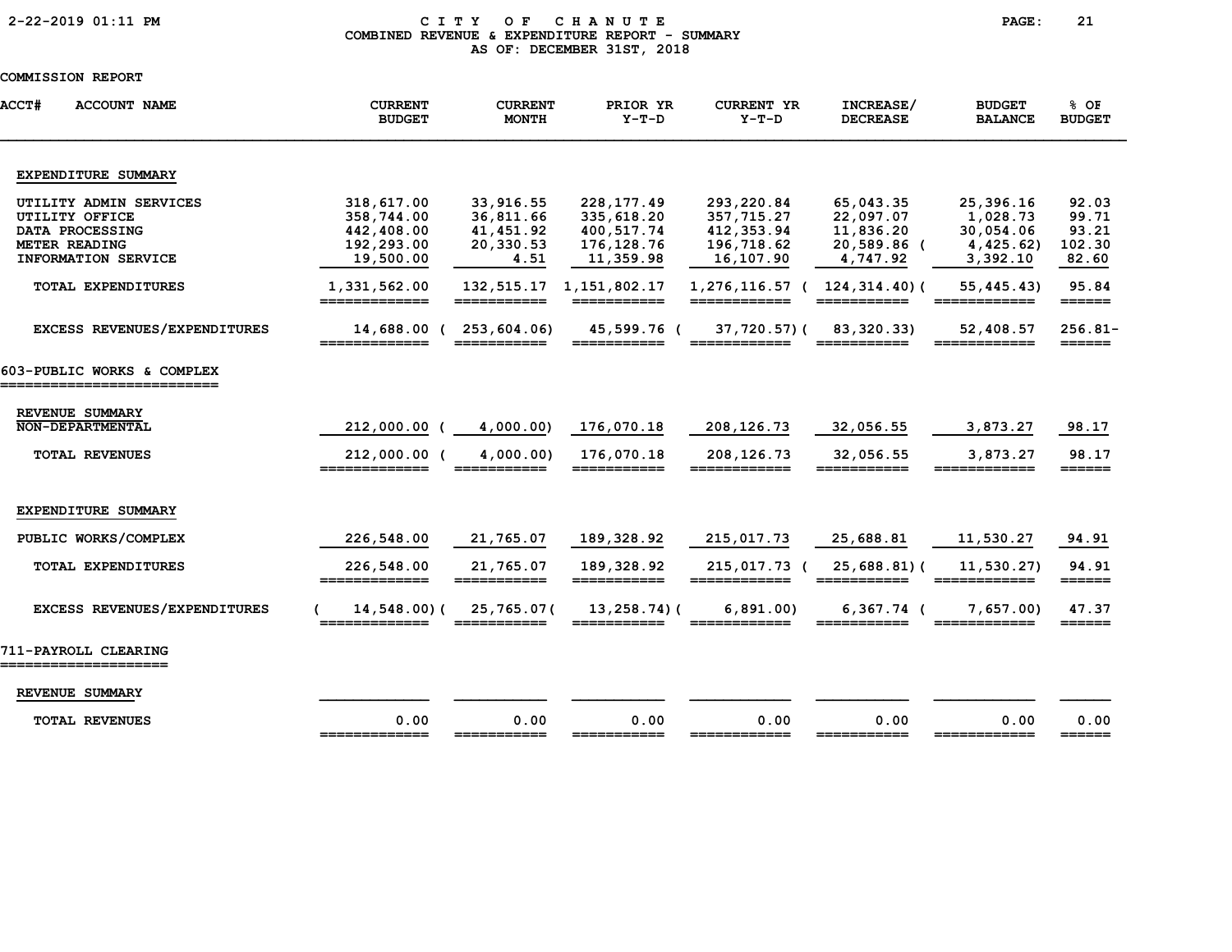| ACCT# | ACCOUNT NAME | CURRENT BUDGET | CURRENT MONTH | PRIOR YR Y-T-D | CURRENT YR Y-T-D | INCREASE/ DECREASE | BUDGET BALANCE | % OF BUDGET |
|---|---|---|---|---|---|---|---|---|
| | **EXPENDITURE SUMMARY** | | | | | | | |
| | UTILITY ADMIN SERVICES | 318,617.00 | 33,916.55 | 228,177.49 | 293,220.84 | 65,043.35 | 25,396.16 | 92.03 |
| | UTILITY OFFICE | 358,744.00 | 36,811.66 | 335,618.20 | 357,715.27 | 22,097.07 | 1,028.73 | 99.71 |
| | DATA PROCESSING | 442,408.00 | 41,451.92 | 400,517.74 | 412,353.94 | 11,836.20 | 30,054.06 | 93.21 |
| | METER READING | 192,293.00 | 20,330.53 | 176,128.76 | 196,718.62 | 20,589.86 | (4,425.62) | 102.30 |
| | INFORMATION SERVICE | 19,500.00 | 4.51 | 11,359.98 | 16,107.90 | 4,747.92 | 3,392.10 | 82.60 |
| | TOTAL EXPENDITURES | 1,331,562.00 | 132,515.17 | 1,151,802.17 | 1,276,116.57 | (124,314.40) | (55,445.43) | 95.84 |
| | EXCESS REVENUES/EXPENDITURES | 14,688.00 | (253,604.06) | 45,599.76 | (37,720.57) | (83,320.33) | 52,408.57 | 256.81- |

## 603-PUBLIC WORKS & COMPLEX

| ACCT# | ACCOUNT NAME | CURRENT BUDGET | CURRENT MONTH | PRIOR YR Y-T-D | CURRENT YR Y-T-D | INCREASE/ DECREASE | BUDGET BALANCE | % OF BUDGET |
|---|---|---|---|---|---|---|---|---|
| | **REVENUE SUMMARY** | | | | | | | |
| | NON-DEPARTMENTAL | 212,000.00 | (4,000.00) | 176,070.18 | 208,126.73 | 32,056.55 | 3,873.27 | 98.17 |
| | TOTAL REVENUES | 212,000.00 | (4,000.00) | 176,070.18 | 208,126.73 | 32,056.55 | 3,873.27 | 98.17 |
| | **EXPENDITURE SUMMARY** | | | | | | | |
| | PUBLIC WORKS/COMPLEX | 226,548.00 | 21,765.07 | 189,328.92 | 215,017.73 | 25,688.81 | 11,530.27 | 94.91 |
| | TOTAL EXPENDITURES | 226,548.00 | 21,765.07 | 189,328.92 | 215,017.73 | (25,688.81) | (11,530.27) | 94.91 |
| | EXCESS REVENUES/EXPENDITURES | (14,548.00) | (25,765.07) | (13,258.74) | (6,891.00) | 6,367.74 | (7,657.00) | 47.37 |

## 711-PAYROLL CLEARING

| ACCT# | ACCOUNT NAME | CURRENT BUDGET | CURRENT MONTH | PRIOR YR Y-T-D | CURRENT YR Y-T-D | INCREASE/ DECREASE | BUDGET BALANCE | % OF BUDGET |
|---|---|---|---|---|---|---|---|---|
| | **REVENUE SUMMARY** | | | | | | | |
| | TOTAL REVENUES | 0.00 | 0.00 | 0.00 | 0.00 | 0.00 | 0.00 | 0.00 |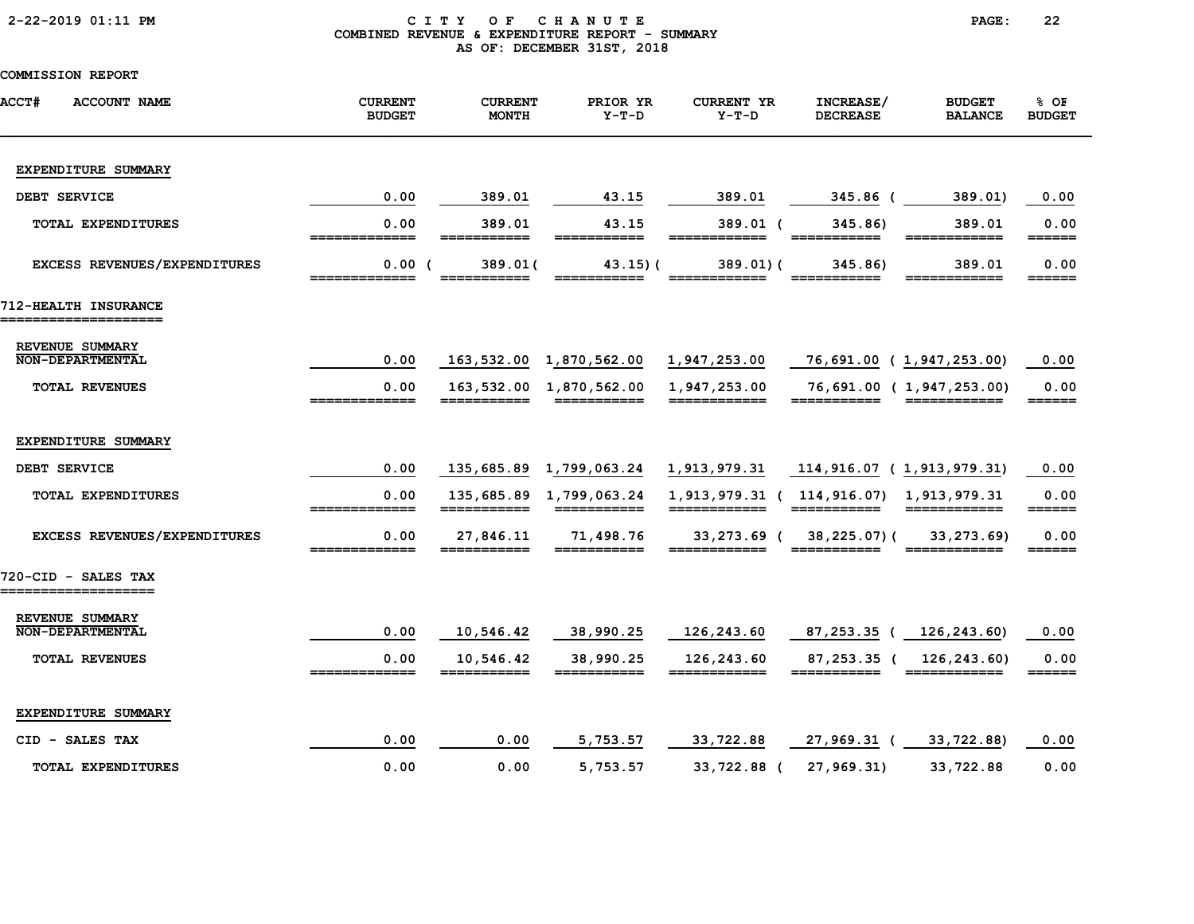CITY OF CHANUTE
COMBINED REVENUE & EXPENDITURE REPORT - SUMMARY
AS OF: DECEMBER 31ST, 2018

COMMISSION REPORT

| ACCT# ACCOUNT NAME | CURRENT BUDGET | CURRENT MONTH | PRIOR YR Y-T-D | CURRENT YR Y-T-D | INCREASE/ DECREASE | BUDGET BALANCE | % OF BUDGET |
|---|---|---|---|---|---|---|---|
| **EXPENDITURE SUMMARY** | | | | | | | |
| DEBT SERVICE | 0.00 | 389.01 | 43.15 | 389.01 | 345.86 | (389.01) | 0.00 |
| TOTAL EXPENDITURES | 0.00 | 389.01 | 43.15 | 389.01 | (345.86) | 389.01 | 0.00 |
| EXCESS REVENUES/EXPENDITURES | 0.00 | (389.01) | (43.15) | (389.01) | (345.86) | 389.01 | 0.00 |
| **712-HEALTH INSURANCE** | | | | | | | |
| **REVENUE SUMMARY** | | | | | | | |
| NON-DEPARTMENTAL | 0.00 | 163,532.00 | 1,870,562.00 | 1,947,253.00 | 76,691.00 | (1,947,253.00) | 0.00 |
| TOTAL REVENUES | 0.00 | 163,532.00 | 1,870,562.00 | 1,947,253.00 | 76,691.00 | (1,947,253.00) | 0.00 |
| **EXPENDITURE SUMMARY** | | | | | | | |
| DEBT SERVICE | 0.00 | 135,685.89 | 1,799,063.24 | 1,913,979.31 | 114,916.07 | (1,913,979.31) | 0.00 |
| TOTAL EXPENDITURES | 0.00 | 135,685.89 | 1,799,063.24 | 1,913,979.31 | (114,916.07) | 1,913,979.31 | 0.00 |
| EXCESS REVENUES/EXPENDITURES | 0.00 | 27,846.11 | 71,498.76 | 33,273.69 | (38,225.07) | (33,273.69) | 0.00 |
| **720-CID - SALES TAX** | | | | | | | |
| **REVENUE SUMMARY** | | | | | | | |
| NON-DEPARTMENTAL | 0.00 | 10,546.42 | 38,990.25 | 126,243.60 | 87,253.35 | (126,243.60) | 0.00 |
| TOTAL REVENUES | 0.00 | 10,546.42 | 38,990.25 | 126,243.60 | 87,253.35 | (126,243.60) | 0.00 |
| **EXPENDITURE SUMMARY** | | | | | | | |
| CID - SALES TAX | 0.00 | 0.00 | 5,753.57 | 33,722.88 | 27,969.31 | (33,722.88) | 0.00 |
| TOTAL EXPENDITURES | 0.00 | 0.00 | 5,753.57 | 33,722.88 | (27,969.31) | 33,722.88 | 0.00 |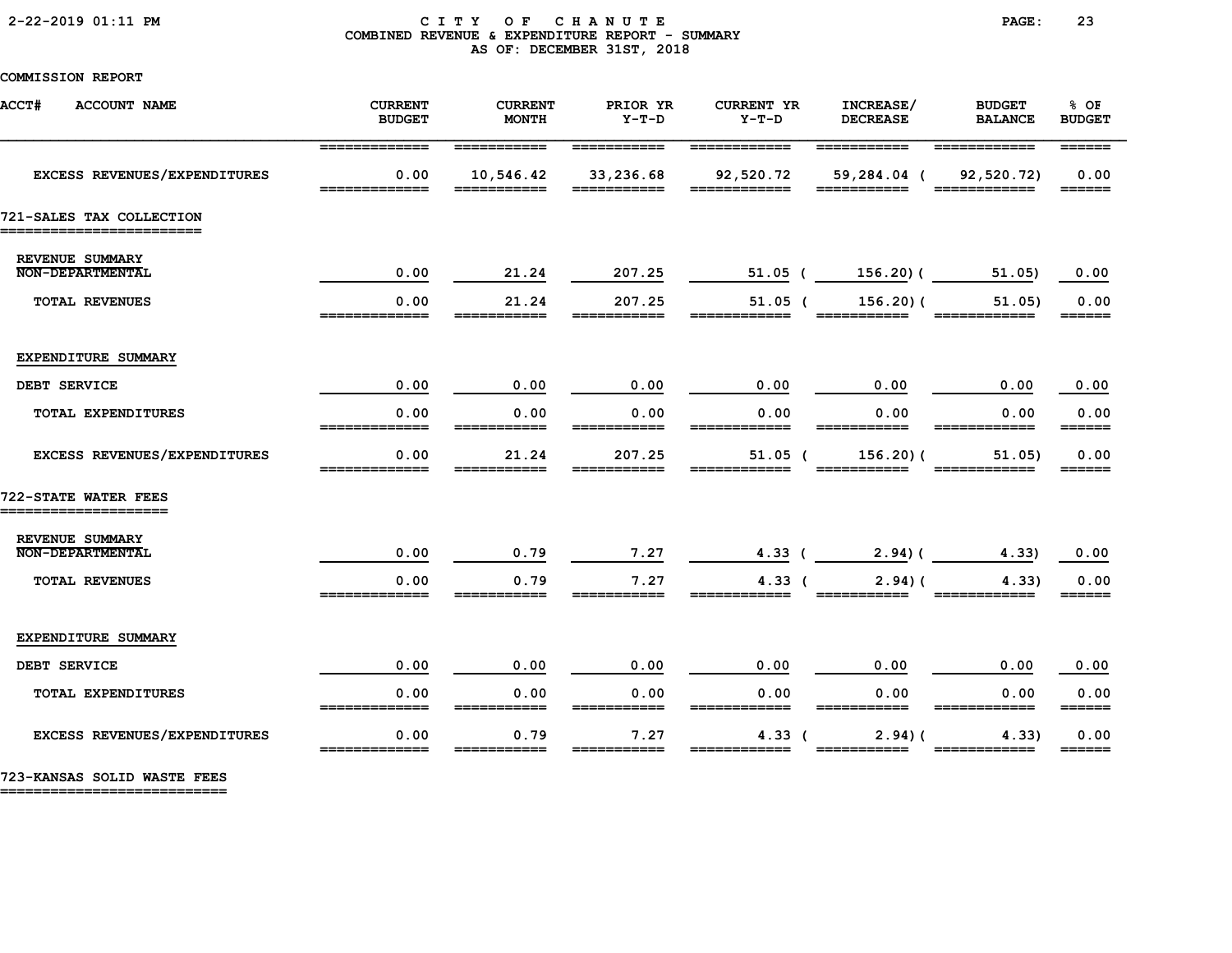# CITY OF CHANUTE

## COMBINED REVENUE & EXPENDITURE REPORT - SUMMARY

### AS OF: DECEMBER 31ST, 2018

COMMISSION REPORT

| ACCT# ACCOUNT NAME | CURRENT BUDGET | CURRENT MONTH | PRIOR YR Y-T-D | CURRENT YR Y-T-D | INCREASE/ DECREASE | BUDGET BALANCE | % OF BUDGET |
|---|---|---|---|---|---|---|---|
| EXCESS REVENUES/EXPENDITURES | 0.00 | 10,546.42 | 33,236.68 | 92,520.72 | 59,284.04 | ( 92,520.72) | 0.00 |
| **721-SALES TAX COLLECTION** | | | | | | | |
| REVENUE SUMMARY | | | | | | | |
| NON-DEPARTMENTAL | 0.00 | 21.24 | 207.25 | 51.05 | ( 156.20) | ( 51.05) | 0.00 |
| TOTAL REVENUES | 0.00 | 21.24 | 207.25 | 51.05 | ( 156.20) | ( 51.05) | 0.00 |
| EXPENDITURE SUMMARY | | | | | | | |
| DEBT SERVICE | 0.00 | 0.00 | 0.00 | 0.00 | 0.00 | 0.00 | 0.00 |
| TOTAL EXPENDITURES | 0.00 | 0.00 | 0.00 | 0.00 | 0.00 | 0.00 | 0.00 |
| EXCESS REVENUES/EXPENDITURES | 0.00 | 21.24 | 207.25 | 51.05 | ( 156.20) | ( 51.05) | 0.00 |
| **722-STATE WATER FEES** | | | | | | | |
| REVENUE SUMMARY | | | | | | | |
| NON-DEPARTMENTAL | 0.00 | 0.79 | 7.27 | 4.33 | ( 2.94) | ( 4.33) | 0.00 |
| TOTAL REVENUES | 0.00 | 0.79 | 7.27 | 4.33 | ( 2.94) | ( 4.33) | 0.00 |
| EXPENDITURE SUMMARY | | | | | | | |
| DEBT SERVICE | 0.00 | 0.00 | 0.00 | 0.00 | 0.00 | 0.00 | 0.00 |
| TOTAL EXPENDITURES | 0.00 | 0.00 | 0.00 | 0.00 | 0.00 | 0.00 | 0.00 |
| EXCESS REVENUES/EXPENDITURES | 0.00 | 0.79 | 7.27 | 4.33 | ( 2.94) | ( 4.33) | 0.00 |

**723-KANSAS SOLID WASTE FEES**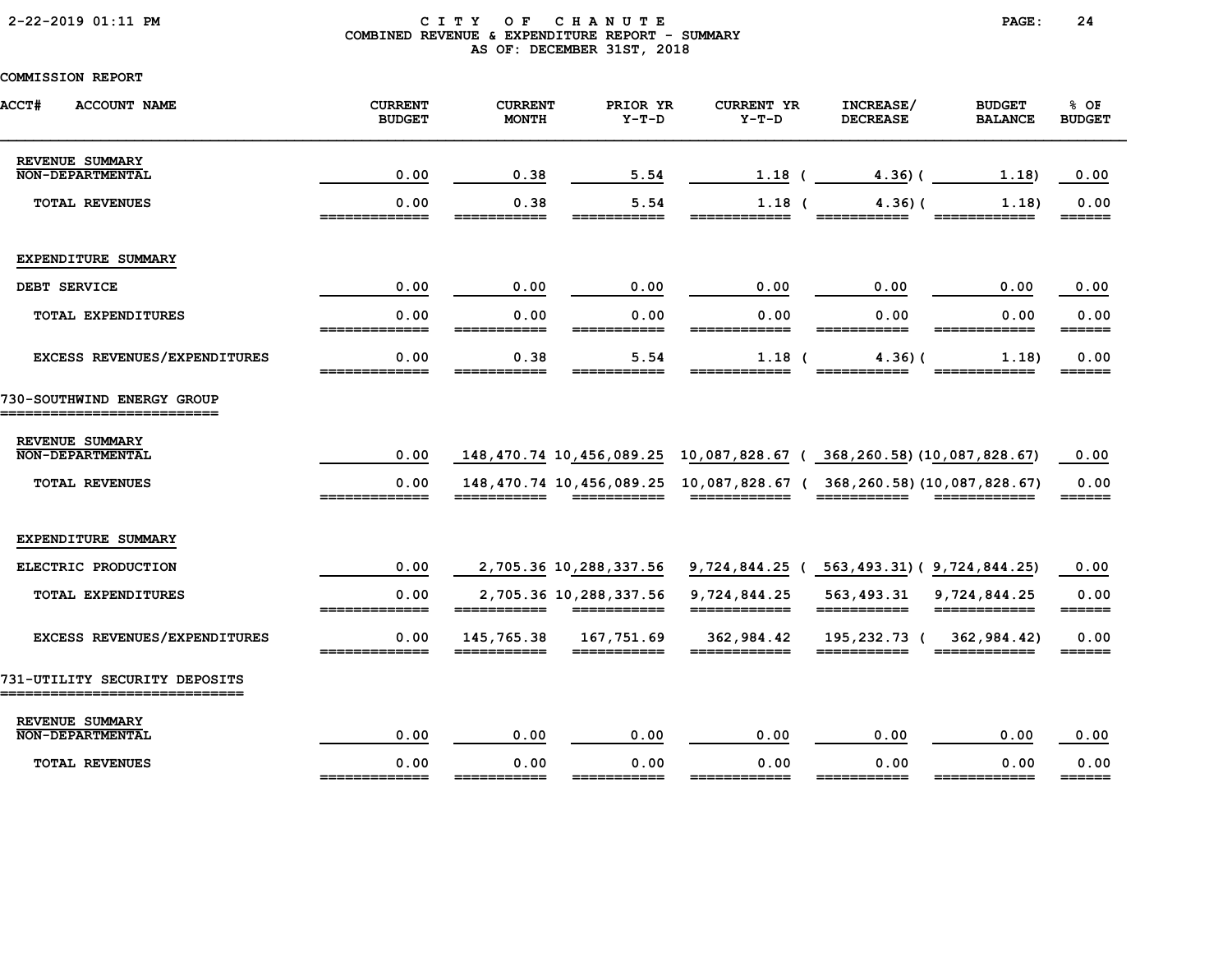CITY OF CHANUTE
COMBINED REVENUE & EXPENDITURE REPORT - SUMMARY
AS OF: DECEMBER 31ST, 2018

COMMISSION REPORT

| ACCT# ACCOUNT NAME | CURRENT BUDGET | CURRENT MONTH | PRIOR YR Y-T-D | CURRENT YR Y-T-D | INCREASE/ DECREASE | BUDGET BALANCE | % OF BUDGET |
|---|---|---|---|---|---|---|---|
| REVENUE SUMMARY | | | | | | | |
| NON-DEPARTMENTAL | 0.00 | 0.38 | 5.54 | 1.18 | ( 4.36) | ( 1.18) | 0.00 |
| TOTAL REVENUES | 0.00 | 0.38 | 5.54 | 1.18 | ( 4.36) | ( 1.18) | 0.00 |
| EXPENDITURE SUMMARY | | | | | | | |
| DEBT SERVICE | 0.00 | 0.00 | 0.00 | 0.00 | 0.00 | 0.00 | 0.00 |
| TOTAL EXPENDITURES | 0.00 | 0.00 | 0.00 | 0.00 | 0.00 | 0.00 | 0.00 |
| EXCESS REVENUES/EXPENDITURES | 0.00 | 0.38 | 5.54 | 1.18 | ( 4.36) | ( 1.18) | 0.00 |

## 730-SOUTHWIND ENERGY GROUP

| ACCT# ACCOUNT NAME | CURRENT BUDGET | CURRENT MONTH | PRIOR YR Y-T-D | CURRENT YR Y-T-D | INCREASE/ DECREASE | BUDGET BALANCE | % OF BUDGET |
|---|---|---|---|---|---|---|---|
| REVENUE SUMMARY | | | | | | | |
| NON-DEPARTMENTAL | 0.00 | 148,470.74 | 10,456,089.25 | 10,087,828.67 | ( 368,260.58) | (10,087,828.67) | 0.00 |
| TOTAL REVENUES | 0.00 | 148,470.74 | 10,456,089.25 | 10,087,828.67 | ( 368,260.58) | (10,087,828.67) | 0.00 |
| EXPENDITURE SUMMARY | | | | | | | |
| ELECTRIC PRODUCTION | 0.00 | 2,705.36 | 10,288,337.56 | 9,724,844.25 | ( 563,493.31) | ( 9,724,844.25) | 0.00 |
| TOTAL EXPENDITURES | 0.00 | 2,705.36 | 10,288,337.56 | 9,724,844.25 | 563,493.31 | 9,724,844.25 | 0.00 |
| EXCESS REVENUES/EXPENDITURES | 0.00 | 145,765.38 | 167,751.69 | 362,984.42 | 195,232.73 | ( 362,984.42) | 0.00 |

## 731-UTILITY SECURITY DEPOSITS

| ACCT# ACCOUNT NAME | CURRENT BUDGET | CURRENT MONTH | PRIOR YR Y-T-D | CURRENT YR Y-T-D | INCREASE/ DECREASE | BUDGET BALANCE | % OF BUDGET |
|---|---|---|---|---|---|---|---|
| REVENUE SUMMARY | | | | | | | |
| NON-DEPARTMENTAL | 0.00 | 0.00 | 0.00 | 0.00 | 0.00 | 0.00 | 0.00 |
| TOTAL REVENUES | 0.00 | 0.00 | 0.00 | 0.00 | 0.00 | 0.00 | 0.00 |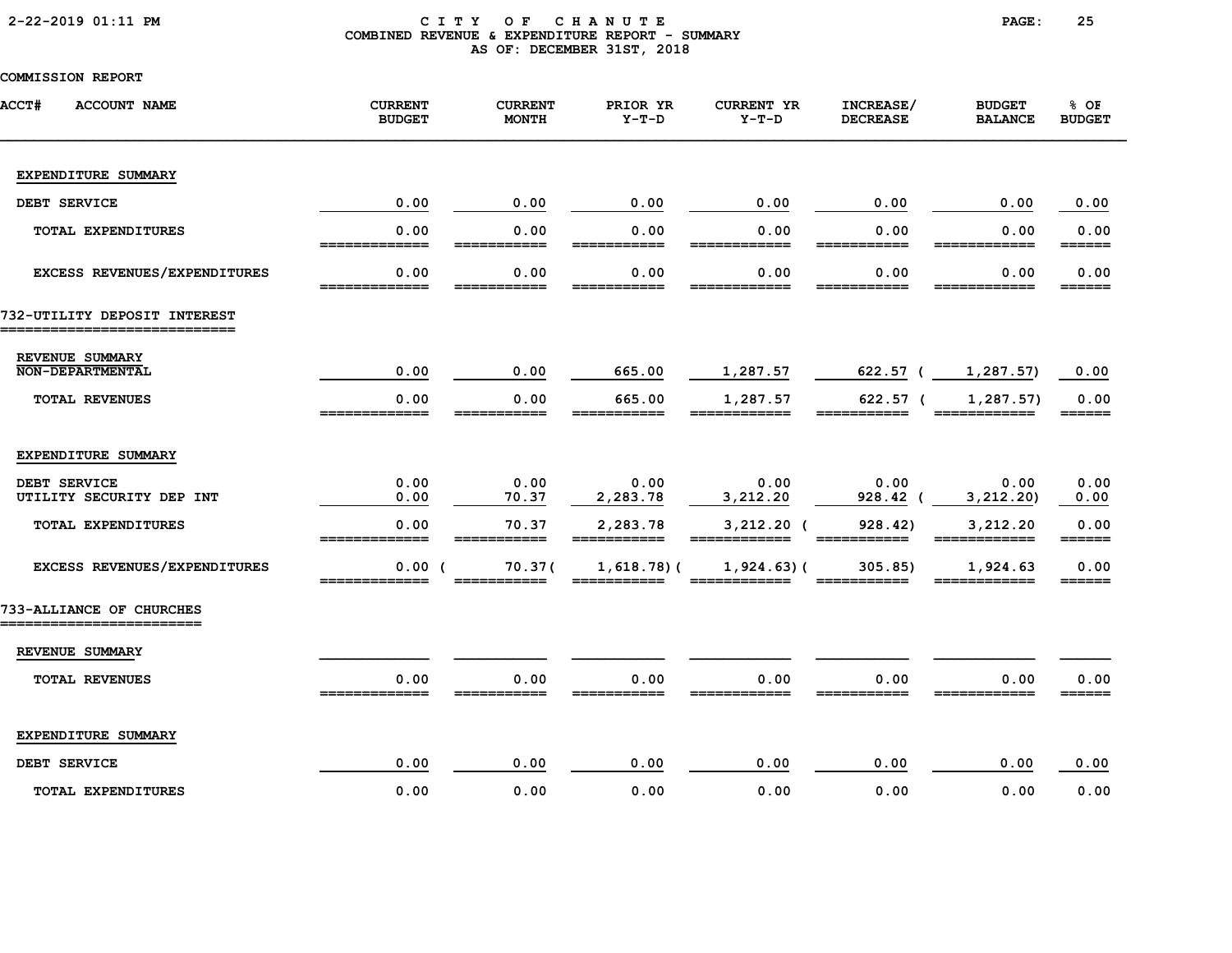CITY OF CHANUTE
COMBINED REVENUE & EXPENDITURE REPORT - SUMMARY
AS OF: DECEMBER 31ST, 2018

COMMISSION REPORT

| ACCT# ACCOUNT NAME | CURRENT BUDGET | CURRENT MONTH | PRIOR YR Y-T-D | CURRENT YR Y-T-D | INCREASE/ DECREASE | BUDGET BALANCE | % OF BUDGET |
|---|---|---|---|---|---|---|---|
| **EXPENDITURE SUMMARY** | | | | | | | |
| DEBT SERVICE | 0.00 | 0.00 | 0.00 | 0.00 | 0.00 | 0.00 | 0.00 |
| TOTAL EXPENDITURES | 0.00 | 0.00 | 0.00 | 0.00 | 0.00 | 0.00 | 0.00 |
| EXCESS REVENUES/EXPENDITURES | 0.00 | 0.00 | 0.00 | 0.00 | 0.00 | 0.00 | 0.00 |
| **732-UTILITY DEPOSIT INTEREST** | | | | | | | |
| **REVENUE SUMMARY** | | | | | | | |
| NON-DEPARTMENTAL | 0.00 | 0.00 | 665.00 | 1,287.57 | 622.57 | ( 1,287.57) | 0.00 |
| TOTAL REVENUES | 0.00 | 0.00 | 665.00 | 1,287.57 | 622.57 | ( 1,287.57) | 0.00 |
| **EXPENDITURE SUMMARY** | | | | | | | |
| DEBT SERVICE | 0.00 | 0.00 | 0.00 | 0.00 | 0.00 | 0.00 | 0.00 |
| UTILITY SECURITY DEP INT | 0.00 | 70.37 | 2,283.78 | 3,212.20 | 928.42 | ( 3,212.20) | 0.00 |
| TOTAL EXPENDITURES | 0.00 | 70.37 | 2,283.78 | 3,212.20 | ( 928.42) | 3,212.20 | 0.00 |
| EXCESS REVENUES/EXPENDITURES | 0.00 | ( 70.37) | ( 1,618.78) | ( 1,924.63) | ( 305.85) | 1,924.63 | 0.00 |
| **733-ALLIANCE OF CHURCHES** | | | | | | | |
| **REVENUE SUMMARY** | | | | | | | |
| TOTAL REVENUES | 0.00 | 0.00 | 0.00 | 0.00 | 0.00 | 0.00 | 0.00 |
| **EXPENDITURE SUMMARY** | | | | | | | |
| DEBT SERVICE | 0.00 | 0.00 | 0.00 | 0.00 | 0.00 | 0.00 | 0.00 |
| TOTAL EXPENDITURES | 0.00 | 0.00 | 0.00 | 0.00 | 0.00 | 0.00 | 0.00 |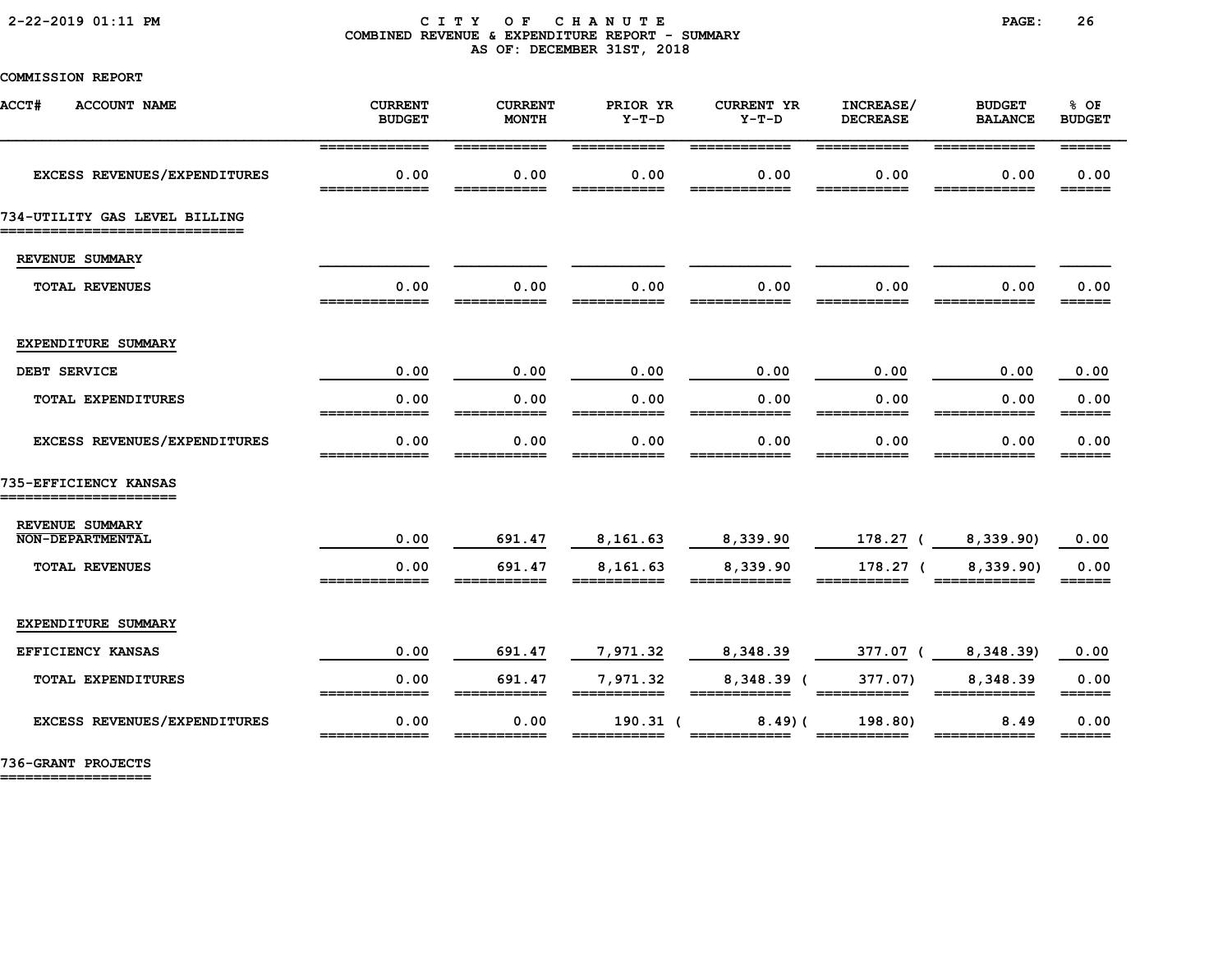COMBINED REVENUE & EXPENDITURE REPORT - SUMMARY

AS OF: DECEMBER 31ST, 2018

COMMISSION REPORT

| ACCT# ACCOUNT NAME | CURRENT BUDGET | CURRENT MONTH | PRIOR YR Y-T-D | CURRENT YR Y-T-D | INCREASE/ DECREASE | BUDGET BALANCE | % OF BUDGET |
|---|---|---|---|---|---|---|---|
| EXCESS REVENUES/EXPENDITURES | 0.00 | 0.00 | 0.00 | 0.00 | 0.00 | 0.00 | 0.00 |
| **734-UTILITY GAS LEVEL BILLING** | | | | | | | |
| REVENUE SUMMARY | | | | | | | |
| TOTAL REVENUES | 0.00 | 0.00 | 0.00 | 0.00 | 0.00 | 0.00 | 0.00 |
| EXPENDITURE SUMMARY | | | | | | | |
| DEBT SERVICE | 0.00 | 0.00 | 0.00 | 0.00 | 0.00 | 0.00 | 0.00 |
| TOTAL EXPENDITURES | 0.00 | 0.00 | 0.00 | 0.00 | 0.00 | 0.00 | 0.00 |
| EXCESS REVENUES/EXPENDITURES | 0.00 | 0.00 | 0.00 | 0.00 | 0.00 | 0.00 | 0.00 |
| **735-EFFICIENCY KANSAS** | | | | | | | |
| REVENUE SUMMARY | | | | | | | |
| NON-DEPARTMENTAL | 0.00 | 691.47 | 8,161.63 | 8,339.90 | 178.27 | (8,339.90) | 0.00 |
| TOTAL REVENUES | 0.00 | 691.47 | 8,161.63 | 8,339.90 | 178.27 | (8,339.90) | 0.00 |
| EXPENDITURE SUMMARY | | | | | | | |
| EFFICIENCY KANSAS | 0.00 | 691.47 | 7,971.32 | 8,348.39 | 377.07 | (8,348.39) | 0.00 |
| TOTAL EXPENDITURES | 0.00 | 691.47 | 7,971.32 | 8,348.39 | (377.07) | 8,348.39 | 0.00 |
| EXCESS REVENUES/EXPENDITURES | 0.00 | 0.00 | 190.31 | (8.49) | (198.80) | 8.49 | 0.00 |
| **736-GRANT PROJECTS** | | | | | | | |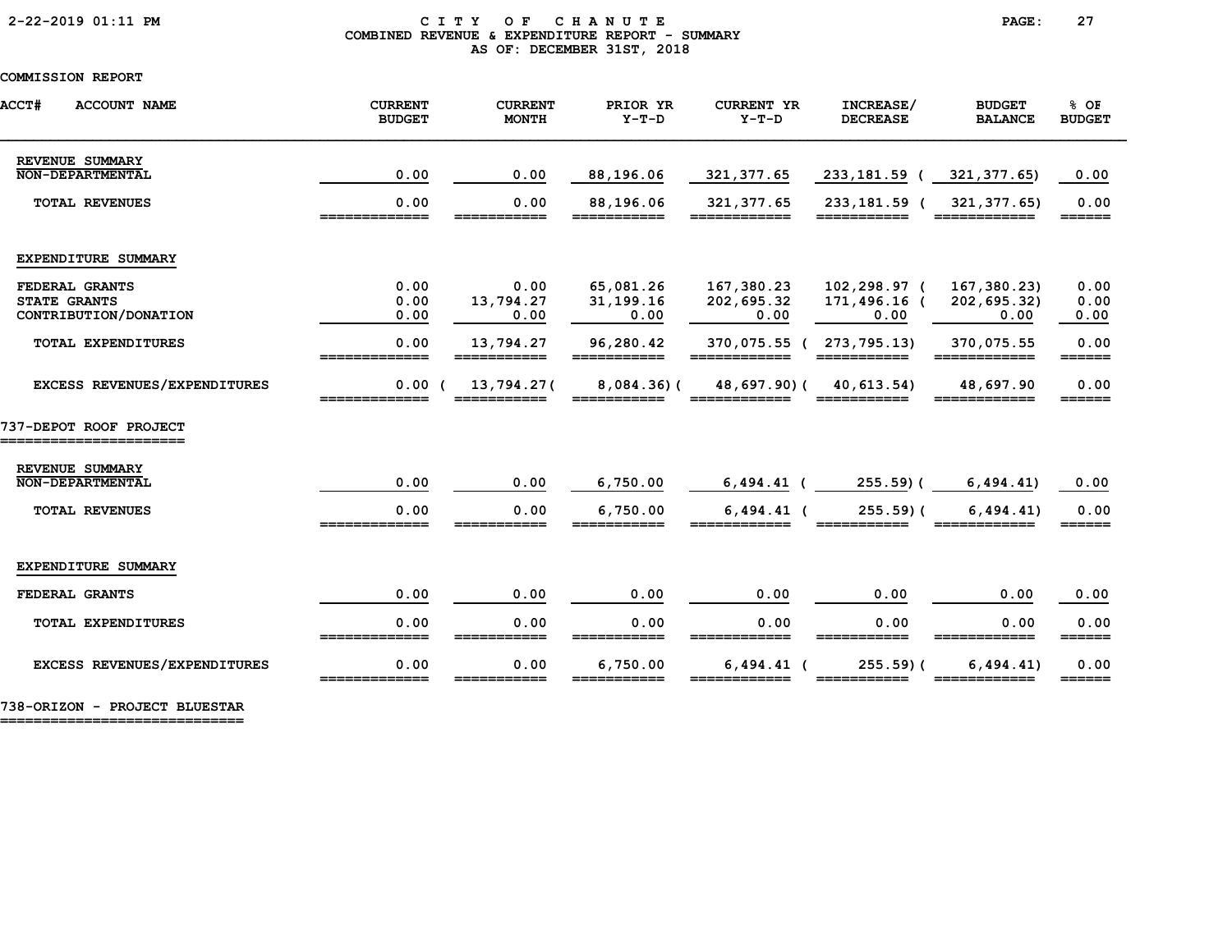# CITY OF CHANUTE
## COMBINED REVENUE & EXPENDITURE REPORT - SUMMARY
### AS OF: DECEMBER 31ST, 2018

COMMISSION REPORT

| ACCT# ACCOUNT NAME | CURRENT BUDGET | CURRENT MONTH | PRIOR YR Y-T-D | CURRENT YR Y-T-D | INCREASE/ DECREASE | BUDGET BALANCE | % OF BUDGET |
|---|---|---|---|---|---|---|---|
| **REVENUE SUMMARY** | | | | | | | |
| NON-DEPARTMENTAL | 0.00 | 0.00 | 88,196.06 | 321,377.65 | 233,181.59 | ( 321,377.65) | 0.00 |
| TOTAL REVENUES | 0.00 | 0.00 | 88,196.06 | 321,377.65 | 233,181.59 | ( 321,377.65) | 0.00 |
| **EXPENDITURE SUMMARY** | | | | | | | |
| FEDERAL GRANTS | 0.00 | 0.00 | 65,081.26 | 167,380.23 | 102,298.97 | ( 167,380.23) | 0.00 |
| STATE GRANTS | 0.00 | 13,794.27 | 31,199.16 | 202,695.32 | 171,496.16 | ( 202,695.32) | 0.00 |
| CONTRIBUTION/DONATION | 0.00 | 0.00 | 0.00 | 0.00 | 0.00 | 0.00 | 0.00 |
| TOTAL EXPENDITURES | 0.00 | 13,794.27 | 96,280.42 | 370,075.55 | ( 273,795.13) | 370,075.55 | 0.00 |
| EXCESS REVENUES/EXPENDITURES | 0.00 | ( 13,794.27) | ( 8,084.36) | ( 48,697.90) | ( 40,613.54) | 48,697.90 | 0.00 |

## 737-DEPOT ROOF PROJECT

| ACCT# ACCOUNT NAME | CURRENT BUDGET | CURRENT MONTH | PRIOR YR Y-T-D | CURRENT YR Y-T-D | INCREASE/ DECREASE | BUDGET BALANCE | % OF BUDGET |
|---|---|---|---|---|---|---|---|
| **REVENUE SUMMARY** | | | | | | | |
| NON-DEPARTMENTAL | 0.00 | 0.00 | 6,750.00 | 6,494.41 | ( 255.59) | ( 6,494.41) | 0.00 |
| TOTAL REVENUES | 0.00 | 0.00 | 6,750.00 | 6,494.41 | ( 255.59) | ( 6,494.41) | 0.00 |
| **EXPENDITURE SUMMARY** | | | | | | | |
| FEDERAL GRANTS | 0.00 | 0.00 | 0.00 | 0.00 | 0.00 | 0.00 | 0.00 |
| TOTAL EXPENDITURES | 0.00 | 0.00 | 0.00 | 0.00 | 0.00 | 0.00 | 0.00 |
| EXCESS REVENUES/EXPENDITURES | 0.00 | 0.00 | 6,750.00 | 6,494.41 | ( 255.59) | ( 6,494.41) | 0.00 |

## 738-ORIZON - PROJECT BLUESTAR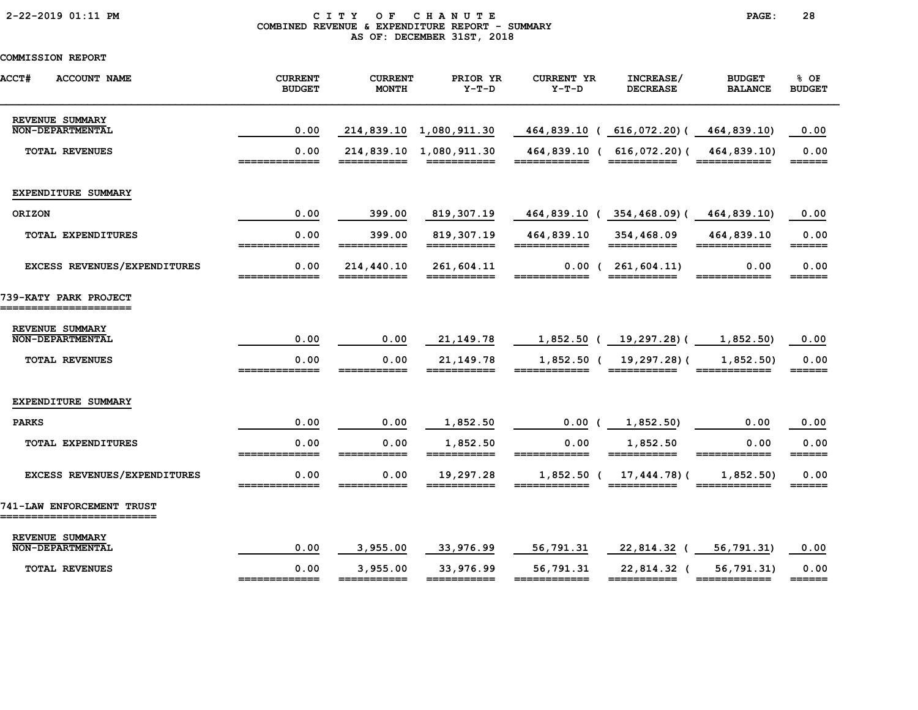CITY OF CHANUTE
COMBINED REVENUE & EXPENDITURE REPORT - SUMMARY
AS OF: DECEMBER 31ST, 2018

COMMISSION REPORT

| ACCT# ACCOUNT NAME | CURRENT BUDGET | CURRENT MONTH | PRIOR YR Y-T-D | CURRENT YR Y-T-D | INCREASE/ DECREASE | BUDGET BALANCE | % OF BUDGET |
|---|---|---|---|---|---|---|---|
| REVENUE SUMMARY | | | | | | | |
| NON-DEPARTMENTAL | 0.00 | 214,839.10 | 1,080,911.30 | 464,839.10 | ( 616,072.20) | ( 464,839.10) | 0.00 |
| TOTAL REVENUES | 0.00 | 214,839.10 | 1,080,911.30 | 464,839.10 | ( 616,072.20) | ( 464,839.10) | 0.00 |
| EXPENDITURE SUMMARY | | | | | | | |
| ORIZON | 0.00 | 399.00 | 819,307.19 | 464,839.10 | ( 354,468.09) | ( 464,839.10) | 0.00 |
| TOTAL EXPENDITURES | 0.00 | 399.00 | 819,307.19 | 464,839.10 | 354,468.09 | 464,839.10 | 0.00 |
| EXCESS REVENUES/EXPENDITURES | 0.00 | 214,440.10 | 261,604.11 | 0.00 | ( 261,604.11) | 0.00 | 0.00 |
| **739-KATY PARK PROJECT** | | | | | | | |
| REVENUE SUMMARY | | | | | | | |
| NON-DEPARTMENTAL | 0.00 | 0.00 | 21,149.78 | 1,852.50 | ( 19,297.28) | ( 1,852.50) | 0.00 |
| TOTAL REVENUES | 0.00 | 0.00 | 21,149.78 | 1,852.50 | ( 19,297.28) | ( 1,852.50) | 0.00 |
| EXPENDITURE SUMMARY | | | | | | | |
| PARKS | 0.00 | 0.00 | 1,852.50 | 0.00 | ( 1,852.50) | 0.00 | 0.00 |
| TOTAL EXPENDITURES | 0.00 | 0.00 | 1,852.50 | 0.00 | 1,852.50 | 0.00 | 0.00 |
| EXCESS REVENUES/EXPENDITURES | 0.00 | 0.00 | 19,297.28 | 1,852.50 | ( 17,444.78) | ( 1,852.50) | 0.00 |
| **741-LAW ENFORCEMENT TRUST** | | | | | | | |
| REVENUE SUMMARY | | | | | | | |
| NON-DEPARTMENTAL | 0.00 | 3,955.00 | 33,976.99 | 56,791.31 | 22,814.32 | ( 56,791.31) | 0.00 |
| TOTAL REVENUES | 0.00 | 3,955.00 | 33,976.99 | 56,791.31 | 22,814.32 | ( 56,791.31) | 0.00 |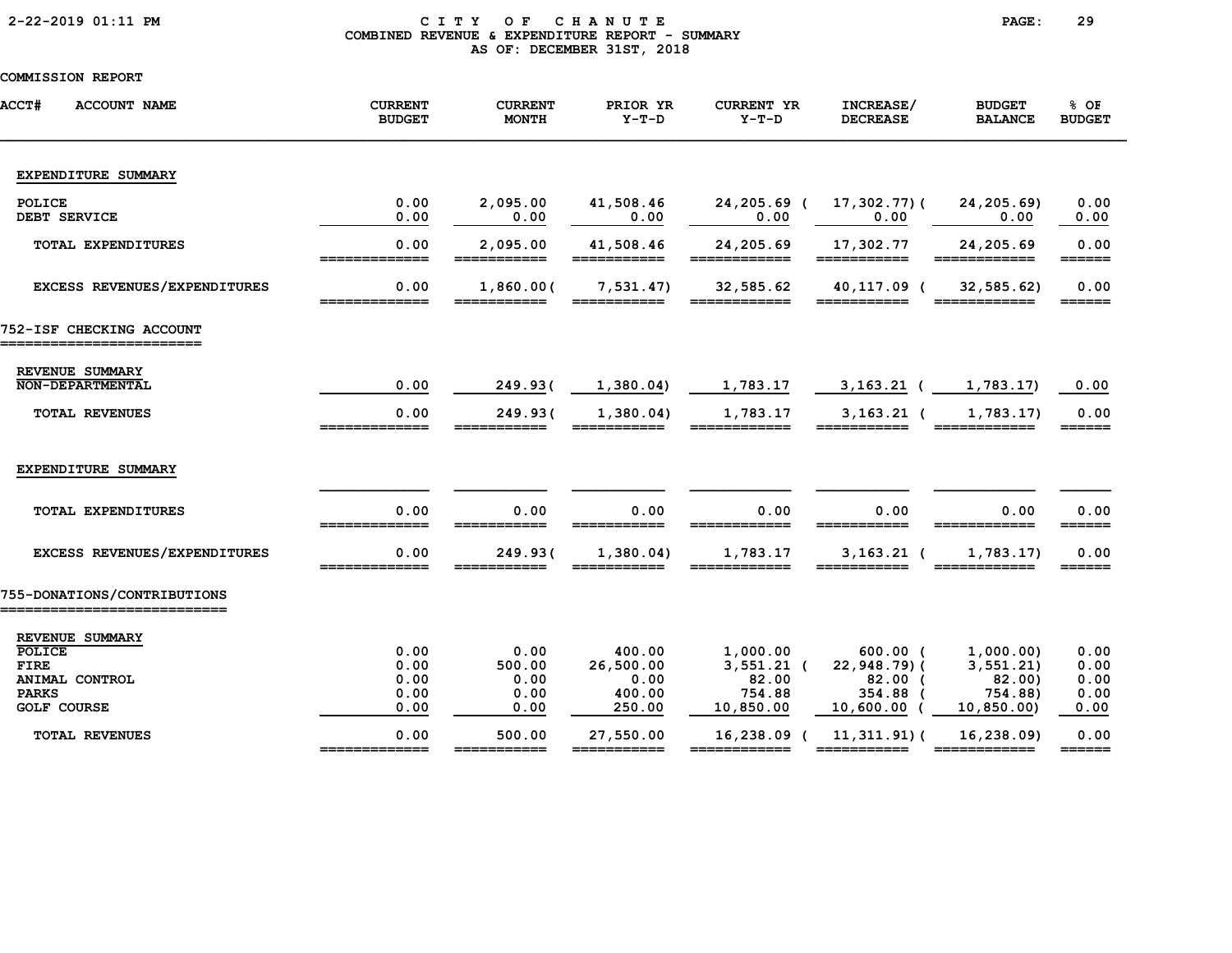CITY OF CHANUTE
COMBINED REVENUE & EXPENDITURE REPORT - SUMMARY
AS OF: DECEMBER 31ST, 2018

COMMISSION REPORT

| ACCT# ACCOUNT NAME | CURRENT BUDGET | CURRENT MONTH | PRIOR YR Y-T-D | CURRENT YR Y-T-D | INCREASE/ DECREASE | BUDGET BALANCE | % OF BUDGET |
|---|---|---|---|---|---|---|---|
| **EXPENDITURE SUMMARY** | | | | | | | |
| POLICE | 0.00 | 2,095.00 | 41,508.46 | 24,205.69 | ( 17,302.77) | ( 24,205.69) | 0.00 |
| DEBT SERVICE | 0.00 | 0.00 | 0.00 | 0.00 | 0.00 | 0.00 | 0.00 |
| TOTAL EXPENDITURES | 0.00 | 2,095.00 | 41,508.46 | 24,205.69 | 17,302.77 | 24,205.69 | 0.00 |
| EXCESS REVENUES/EXPENDITURES | 0.00 | 1,860.00 | ( 7,531.47) | 32,585.62 | 40,117.09 | ( 32,585.62) | 0.00 |
| **752-ISF CHECKING ACCOUNT** | | | | | | | |
| **REVENUE SUMMARY** | | | | | | | |
| NON-DEPARTMENTAL | 0.00 | 249.93 | ( 1,380.04) | 1,783.17 | 3,163.21 | ( 1,783.17) | 0.00 |
| TOTAL REVENUES | 0.00 | 249.93 | ( 1,380.04) | 1,783.17 | 3,163.21 | ( 1,783.17) | 0.00 |
| **EXPENDITURE SUMMARY** | | | | | | | |
| TOTAL EXPENDITURES | 0.00 | 0.00 | 0.00 | 0.00 | 0.00 | 0.00 | 0.00 |
| EXCESS REVENUES/EXPENDITURES | 0.00 | 249.93 | ( 1,380.04) | 1,783.17 | 3,163.21 | ( 1,783.17) | 0.00 |
| **755-DONATIONS/CONTRIBUTIONS** | | | | | | | |
| **REVENUE SUMMARY** | | | | | | | |
| POLICE | 0.00 | 0.00 | 400.00 | 1,000.00 | 600.00 | ( 1,000.00) | 0.00 |
| FIRE | 0.00 | 500.00 | 26,500.00 | 3,551.21 | ( 22,948.79) | ( 3,551.21) | 0.00 |
| ANIMAL CONTROL | 0.00 | 0.00 | 0.00 | 82.00 | 82.00 | ( 82.00) | 0.00 |
| PARKS | 0.00 | 0.00 | 400.00 | 754.88 | 354.88 | ( 754.88) | 0.00 |
| GOLF COURSE | 0.00 | 0.00 | 250.00 | 10,850.00 | 10,600.00 | ( 10,850.00) | 0.00 |
| TOTAL REVENUES | 0.00 | 500.00 | 27,550.00 | 16,238.09 | ( 11,311.91) | ( 16,238.09) | 0.00 |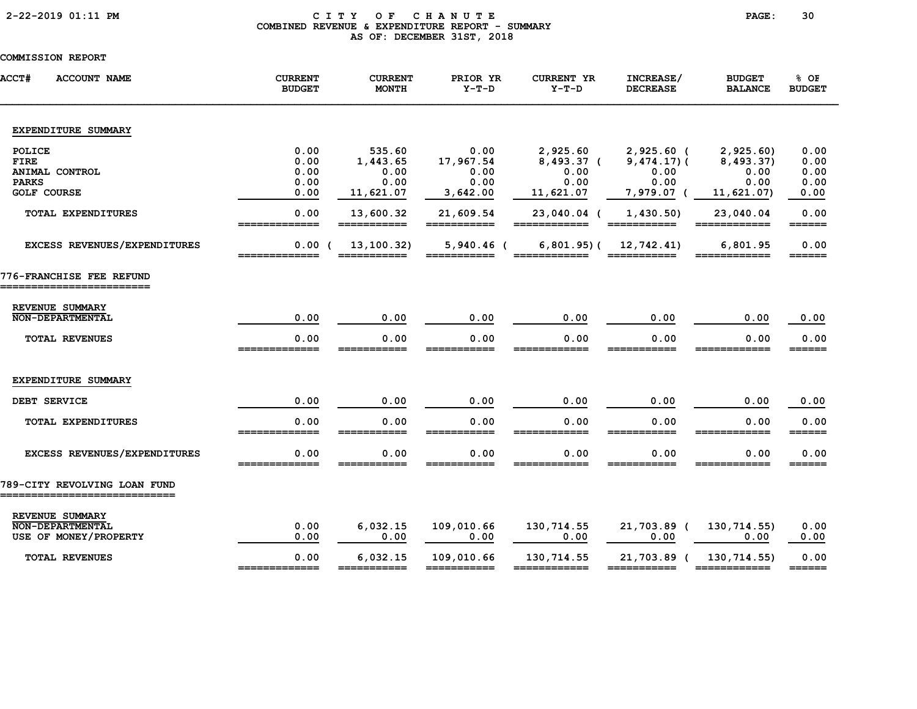# CITY OF CHANUTE
## COMBINED REVENUE & EXPENDITURE REPORT - SUMMARY
### AS OF: DECEMBER 31ST, 2018

COMMISSION REPORT

| ACCT# ACCOUNT NAME | CURRENT BUDGET | CURRENT MONTH | PRIOR YR Y-T-D | CURRENT YR Y-T-D | INCREASE/ DECREASE | BUDGET BALANCE | % OF BUDGET |
|---|---|---|---|---|---|---|---|
| **EXPENDITURE SUMMARY** | | | | | | | |
| POLICE | 0.00 | 535.60 | 0.00 | 2,925.60 | 2,925.60 | ( 2,925.60) | 0.00 |
| FIRE | 0.00 | 1,443.65 | 17,967.54 | 8,493.37 | ( 9,474.17) | ( 8,493.37) | 0.00 |
| ANIMAL CONTROL | 0.00 | 0.00 | 0.00 | 0.00 | 0.00 | 0.00 | 0.00 |
| PARKS | 0.00 | 0.00 | 0.00 | 0.00 | 0.00 | 0.00 | 0.00 |
| GOLF COURSE | 0.00 | 11,621.07 | 3,642.00 | 11,621.07 | 7,979.07 | ( 11,621.07) | 0.00 |
| TOTAL EXPENDITURES | 0.00 | 13,600.32 | 21,609.54 | 23,040.04 | ( 1,430.50) | 23,040.04 | 0.00 |
| EXCESS REVENUES/EXPENDITURES | 0.00 | ( 13,100.32) | 5,940.46 | ( 6,801.95) | ( 12,742.41) | 6,801.95 | 0.00 |
| **776-FRANCHISE FEE REFUND** | | | | | | | |
| **REVENUE SUMMARY** | | | | | | | |
| NON-DEPARTMENTAL | 0.00 | 0.00 | 0.00 | 0.00 | 0.00 | 0.00 | 0.00 |
| TOTAL REVENUES | 0.00 | 0.00 | 0.00 | 0.00 | 0.00 | 0.00 | 0.00 |
| **EXPENDITURE SUMMARY** | | | | | | | |
| DEBT SERVICE | 0.00 | 0.00 | 0.00 | 0.00 | 0.00 | 0.00 | 0.00 |
| TOTAL EXPENDITURES | 0.00 | 0.00 | 0.00 | 0.00 | 0.00 | 0.00 | 0.00 |
| EXCESS REVENUES/EXPENDITURES | 0.00 | 0.00 | 0.00 | 0.00 | 0.00 | 0.00 | 0.00 |
| **789-CITY REVOLVING LOAN FUND** | | | | | | | |
| **REVENUE SUMMARY** | | | | | | | |
| NON-DEPARTMENTAL | 0.00 | 6,032.15 | 109,010.66 | 130,714.55 | 21,703.89 | ( 130,714.55) | 0.00 |
| USE OF MONEY/PROPERTY | 0.00 | 0.00 | 0.00 | 0.00 | 0.00 | 0.00 | 0.00 |
| TOTAL REVENUES | 0.00 | 6,032.15 | 109,010.66 | 130,714.55 | 21,703.89 | ( 130,714.55) | 0.00 |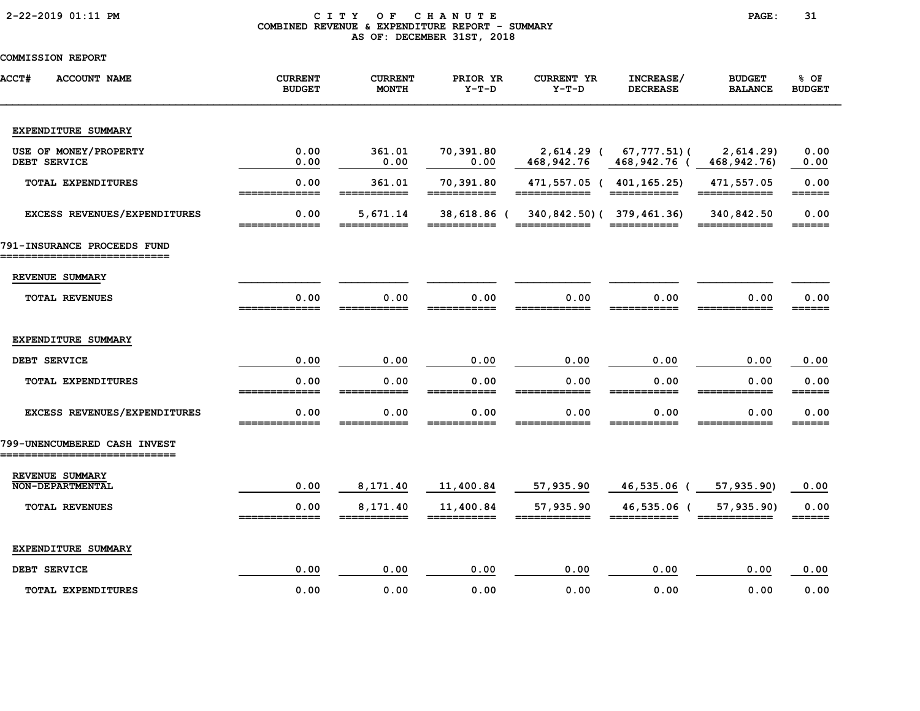# CITY OF CHANUTE
## COMBINED REVENUE & EXPENDITURE REPORT - SUMMARY
### AS OF: DECEMBER 31ST, 2018

COMMISSION REPORT

| ACCT# ACCOUNT NAME | CURRENT BUDGET | CURRENT MONTH | PRIOR YR Y-T-D | CURRENT YR Y-T-D | INCREASE/ DECREASE | BUDGET BALANCE | % OF BUDGET |
|---|---|---|---|---|---|---|---|
| **EXPENDITURE SUMMARY** | | | | | | | |
| USE OF MONEY/PROPERTY | 0.00 | 361.01 | 70,391.80 | 2,614.29 | ( 67,777.51) | ( 2,614.29) | 0.00 |
| DEBT SERVICE | 0.00 | 0.00 | 0.00 | 468,942.76 | 468,942.76 | ( 468,942.76) | 0.00 |
| TOTAL EXPENDITURES | 0.00 | 361.01 | 70,391.80 | 471,557.05 | ( 401,165.25) | 471,557.05 | 0.00 |
| EXCESS REVENUES/EXPENDITURES | 0.00 | 5,671.14 | 38,618.86 | ( 340,842.50) | ( 379,461.36) | 340,842.50 | 0.00 |
| **791-INSURANCE PROCEEDS FUND** | | | | | | | |
| **REVENUE SUMMARY** | | | | | | | |
| TOTAL REVENUES | 0.00 | 0.00 | 0.00 | 0.00 | 0.00 | 0.00 | 0.00 |
| **EXPENDITURE SUMMARY** | | | | | | | |
| DEBT SERVICE | 0.00 | 0.00 | 0.00 | 0.00 | 0.00 | 0.00 | 0.00 |
| TOTAL EXPENDITURES | 0.00 | 0.00 | 0.00 | 0.00 | 0.00 | 0.00 | 0.00 |
| EXCESS REVENUES/EXPENDITURES | 0.00 | 0.00 | 0.00 | 0.00 | 0.00 | 0.00 | 0.00 |
| **799-UNENCUMBERED CASH INVEST** | | | | | | | |
| **REVENUE SUMMARY** | | | | | | | |
| NON-DEPARTMENTAL | 0.00 | 8,171.40 | 11,400.84 | 57,935.90 | 46,535.06 | ( 57,935.90) | 0.00 |
| TOTAL REVENUES | 0.00 | 8,171.40 | 11,400.84 | 57,935.90 | 46,535.06 | ( 57,935.90) | 0.00 |
| **EXPENDITURE SUMMARY** | | | | | | | |
| DEBT SERVICE | 0.00 | 0.00 | 0.00 | 0.00 | 0.00 | 0.00 | 0.00 |
| TOTAL EXPENDITURES | 0.00 | 0.00 | 0.00 | 0.00 | 0.00 | 0.00 | 0.00 |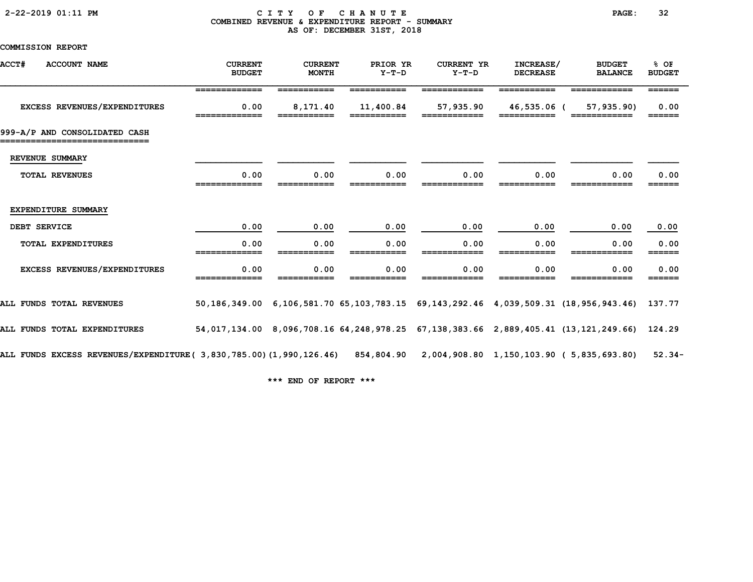COMMISSION REPORT

| ACCT# ACCOUNT NAME | CURRENT BUDGET | CURRENT MONTH | PRIOR YR Y-T-D | CURRENT YR Y-T-D | INCREASE/ DECREASE | BUDGET BALANCE | % OF BUDGET |
|---|---|---|---|---|---|---|---|
| EXCESS REVENUES/EXPENDITURES | 0.00 | 8,171.40 | 11,400.84 | 57,935.90 | 46,535.06 | ( 57,935.90) | 0.00 |
| **999-A/P AND CONSOLIDATED CASH** | | | | | | | |
| REVENUE SUMMARY | | | | | | | |
| TOTAL REVENUES | 0.00 | 0.00 | 0.00 | 0.00 | 0.00 | 0.00 | 0.00 |
| EXPENDITURE SUMMARY | | | | | | | |
| DEBT SERVICE | 0.00 | 0.00 | 0.00 | 0.00 | 0.00 | 0.00 | 0.00 |
| TOTAL EXPENDITURES | 0.00 | 0.00 | 0.00 | 0.00 | 0.00 | 0.00 | 0.00 |
| EXCESS REVENUES/EXPENDITURES | 0.00 | 0.00 | 0.00 | 0.00 | 0.00 | 0.00 | 0.00 |
| ALL FUNDS TOTAL REVENUES | 50,186,349.00 | 6,106,581.70 | 65,103,783.15 | 69,143,292.46 | 4,039,509.31 | (18,956,943.46) | 137.77 |
| ALL FUNDS TOTAL EXPENDITURES | 54,017,134.00 | 8,096,708.16 | 64,248,978.25 | 67,138,383.66 | 2,889,405.41 | (13,121,249.66) | 124.29 |
| ALL FUNDS EXCESS REVENUES/EXPENDITURE | ( 3,830,785.00) | (1,990,126.46) | 854,804.90 | 2,004,908.80 | 1,150,103.90 | ( 5,835,693.80) | 52.34- |

\*\*\* END OF REPORT \*\*\*